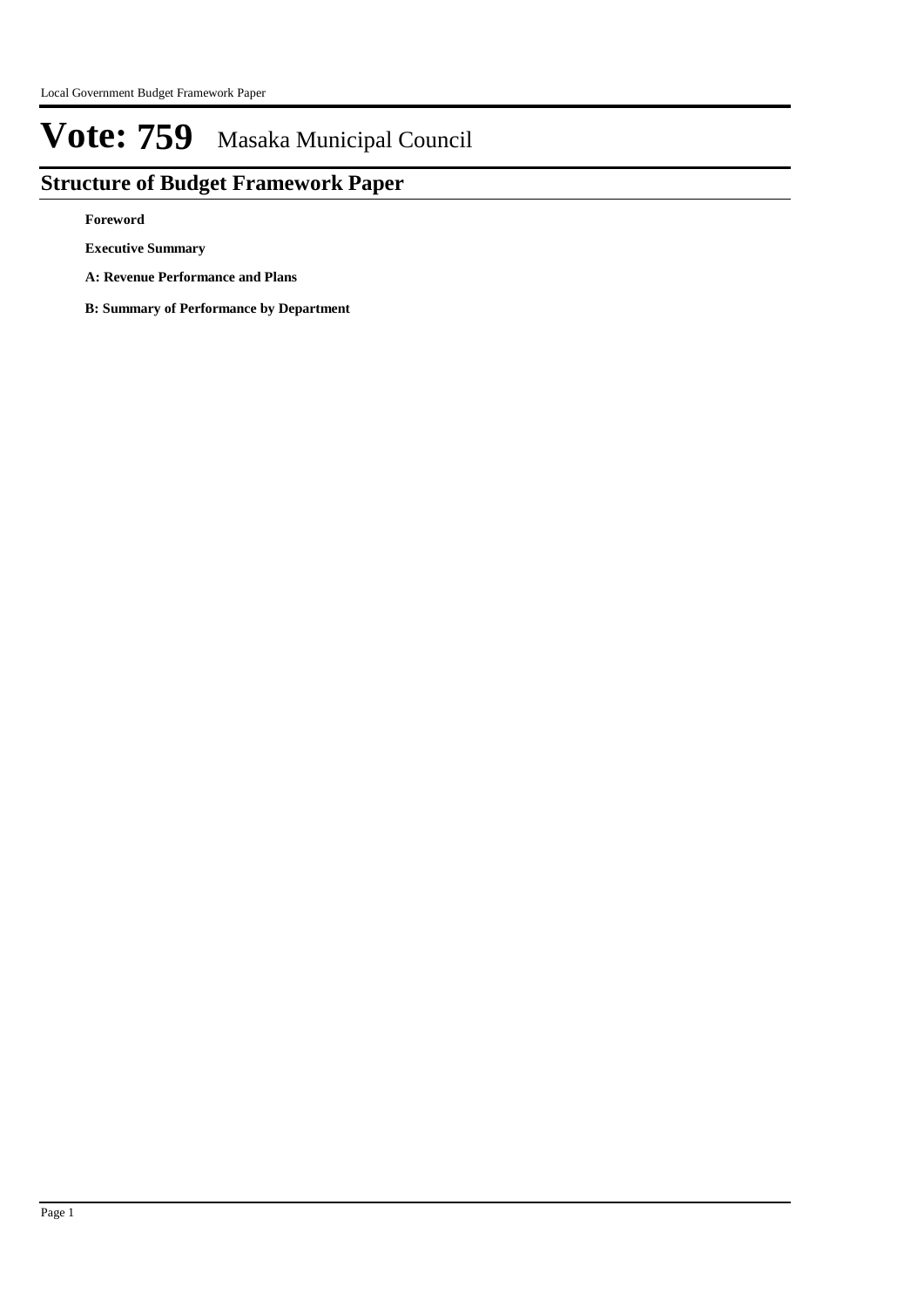# Vote: 759 Masaka Municipal Council

## Structure of Budget Framework Paper

**Foreword**

**Executive Summary**

**A: Revenue Performance and Plans**

**B: Summary of Performance by Department**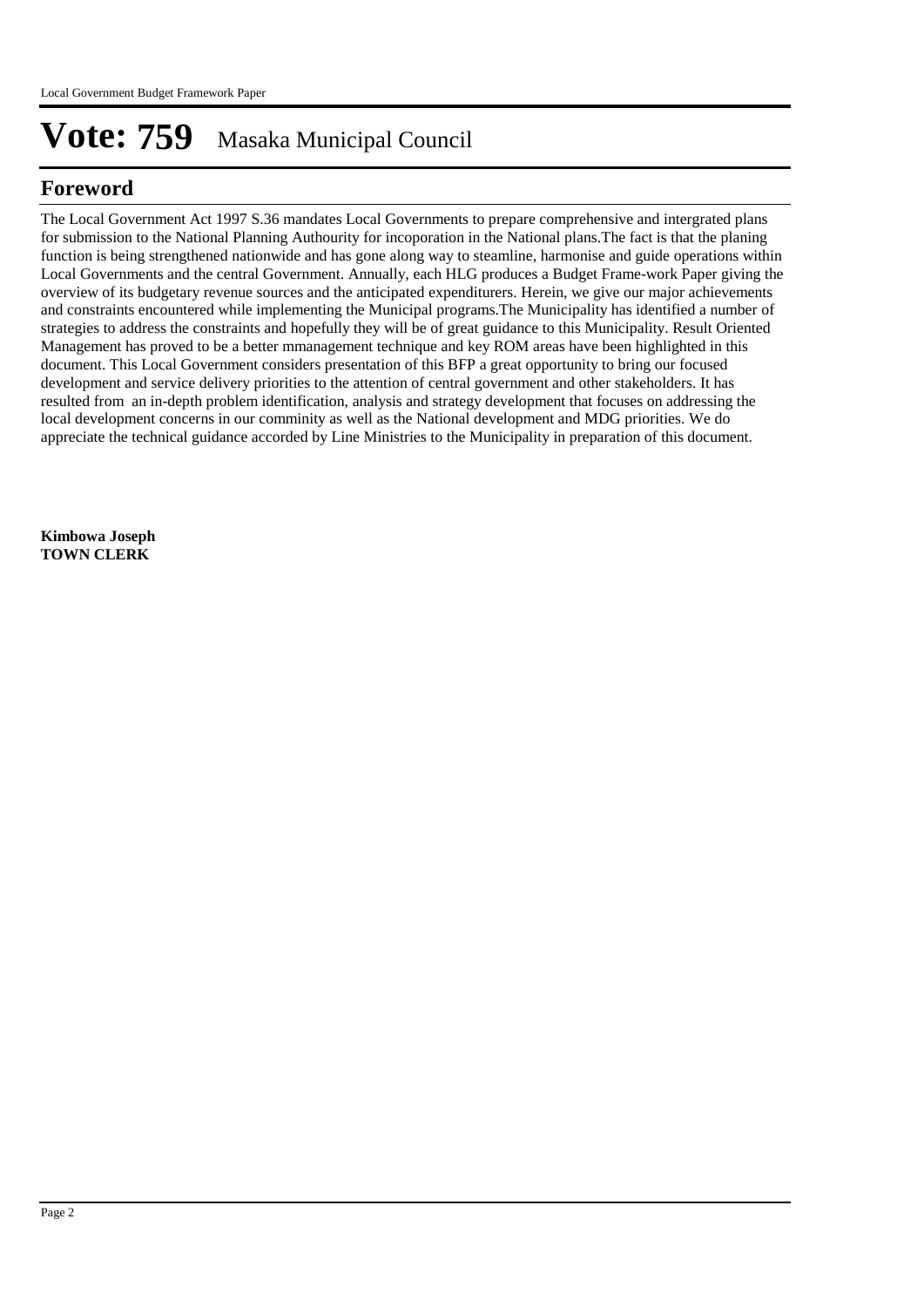# Vote: 759 Masaka Municipal Council

## Foreword

The Local Government Act 1997 S.36 mandates Local Governments to prepare comprehensive and intergrated plans for submission to the National Planning Authourity for incoporation in the National plans.The fact is that the planing function is being strengthened nationwide and has gone along way to steamline, harmonise and guide operations within Local Governments and the central Government. Annually, each HLG produces a Budget Frame-work Paper giving the overview of its budgetary revenue sources and the anticipated expenditurers. Herein, we give our major achievements and constraints encountered while implementing the Municipal programs.The Municipality has identified a number of strategies to address the constraints and hopefully they will be of great guidance to this Municipality. Result Oriented Management has proved to be a better mmanagement technique and key ROM areas have been highlighted in this document. This Local Government considers presentation of this BFP a great opportunity to bring our focused development and service delivery priorities to the attention of central government and other stakeholders. It has resulted from an in-depth problem identification, analysis and strategy development that focuses on addressing the local development concerns in our comminity as well as the National development and MDG priorities. We do appreciate the technical guidance accorded by Line Ministries to the Municipality in preparation of this document.

**Kimbowa Joseph**
**TOWN CLERK**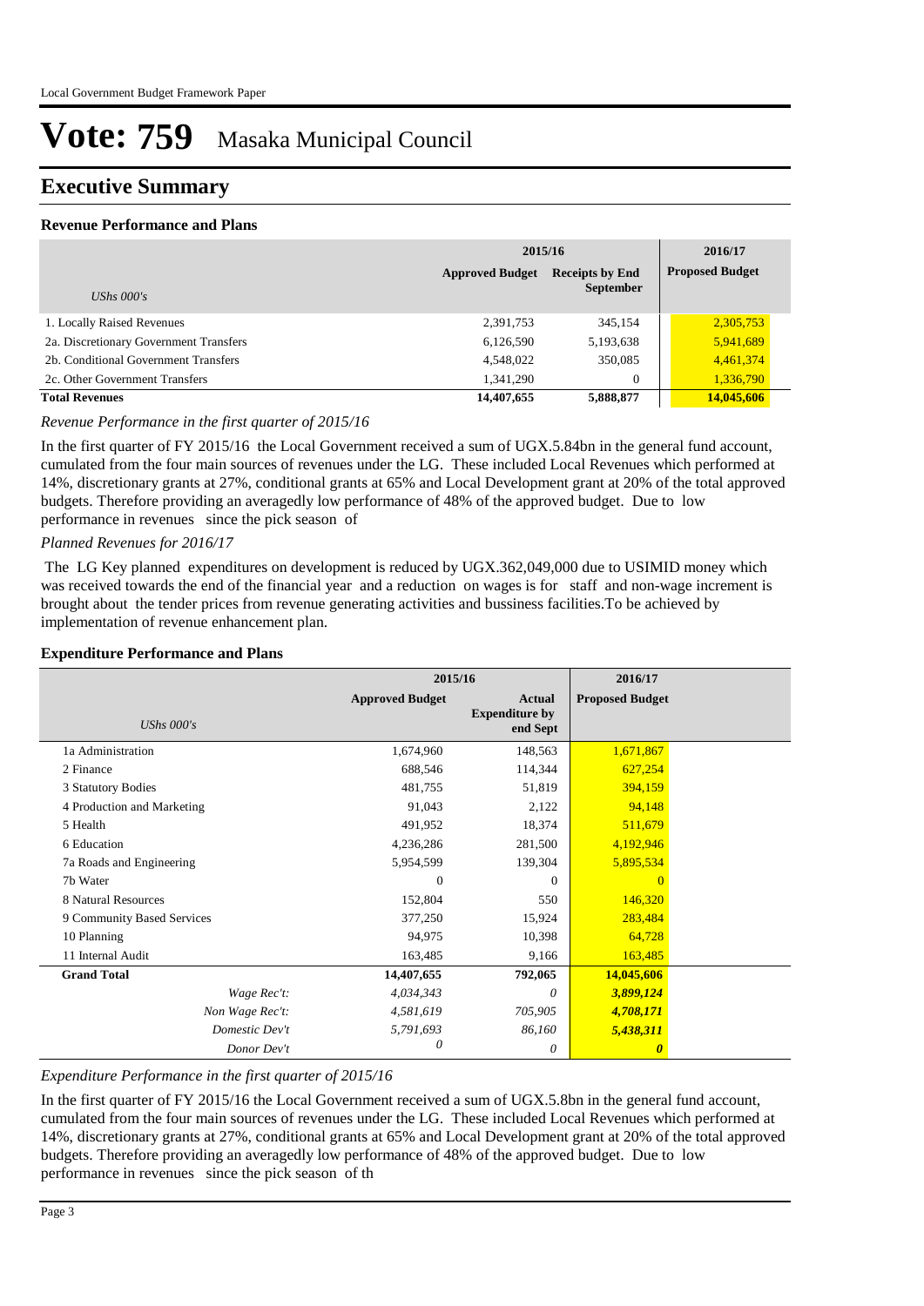# Vote: 759 Masaka Municipal Council

## Executive Summary

### Revenue Performance and Plans

| UShs 000's | 2015/16 Approved Budget | 2015/16 Receipts by End September | 2016/17 Proposed Budget |
|---|---|---|---|
| 1. Locally Raised Revenues | 2,391,753 | 345,154 | 2,305,753 |
| 2a. Discretionary Government Transfers | 6,126,590 | 5,193,638 | 5,941,689 |
| 2b. Conditional Government Transfers | 4,548,022 | 350,085 | 4,461,374 |
| 2c. Other Government Transfers | 1,341,290 | 0 | 1,336,790 |
| **Total Revenues** | **14,407,655** | **5,888,877** | **14,045,606** |

*Revenue Performance in the first quarter of 2015/16*

In the first quarter of FY 2015/16 the Local Government received a sum of UGX.5.84bn in the general fund account, cumulated from the four main sources of revenues under the LG. These included Local Revenues which performed at 14%, discretionary grants at 27%, conditional grants at 65% and Local Development grant at 20% of the total approved budgets. Therefore providing an averagedly low performance of 48% of the approved budget. Due to low performance in revenues since the pick season of

*Planned Revenues for 2016/17*

The LG Key planned expenditures on development is reduced by UGX.362,049,000 due to USIMID money which was received towards the end of the financial year and a reduction on wages is for staff and non-wage increment is brought about the tender prices from revenue generating activities and bussiness facilities.To be achieved by implementation of revenue enhancement plan.

### Expenditure Performance and Plans

| UShs 000's | 2015/16 Approved Budget | 2015/16 Actual Expenditure by end Sept | 2016/17 Proposed Budget |
|---|---|---|---|
| 1a Administration | 1,674,960 | 148,563 | 1,671,867 |
| 2 Finance | 688,546 | 114,344 | 627,254 |
| 3 Statutory Bodies | 481,755 | 51,819 | 394,159 |
| 4 Production and Marketing | 91,043 | 2,122 | 94,148 |
| 5 Health | 491,952 | 18,374 | 511,679 |
| 6 Education | 4,236,286 | 281,500 | 4,192,946 |
| 7a Roads and Engineering | 5,954,599 | 139,304 | 5,895,534 |
| 7b Water | 0 | 0 | 0 |
| 8 Natural Resources | 152,804 | 550 | 146,320 |
| 9 Community Based Services | 377,250 | 15,924 | 283,484 |
| 10 Planning | 94,975 | 10,398 | 64,728 |
| 11 Internal Audit | 163,485 | 9,166 | 163,485 |
| **Grand Total** | **14,407,655** | **792,065** | **14,045,606** |
| *Wage Rec't:* | *4,034,343* | *0* | ***3,899,124*** |
| *Non Wage Rec't:* | *4,581,619* | *705,905* | ***4,708,171*** |
| *Domestic Dev't* | *5,791,693* | *86,160* | ***5,438,311*** |
| *Donor Dev't* | *0* | *0* | ***0*** |

*Expenditure Performance in the first quarter of 2015/16*

In the first quarter of FY 2015/16 the Local Government received a sum of UGX.5.8bn in the general fund account, cumulated from the four main sources of revenues under the LG. These included Local Revenues which performed at 14%, discretionary grants at 27%, conditional grants at 65% and Local Development grant at 20% of the total approved budgets. Therefore providing an averagedly low performance of 48% of the approved budget. Due to low performance in revenues since the pick season of th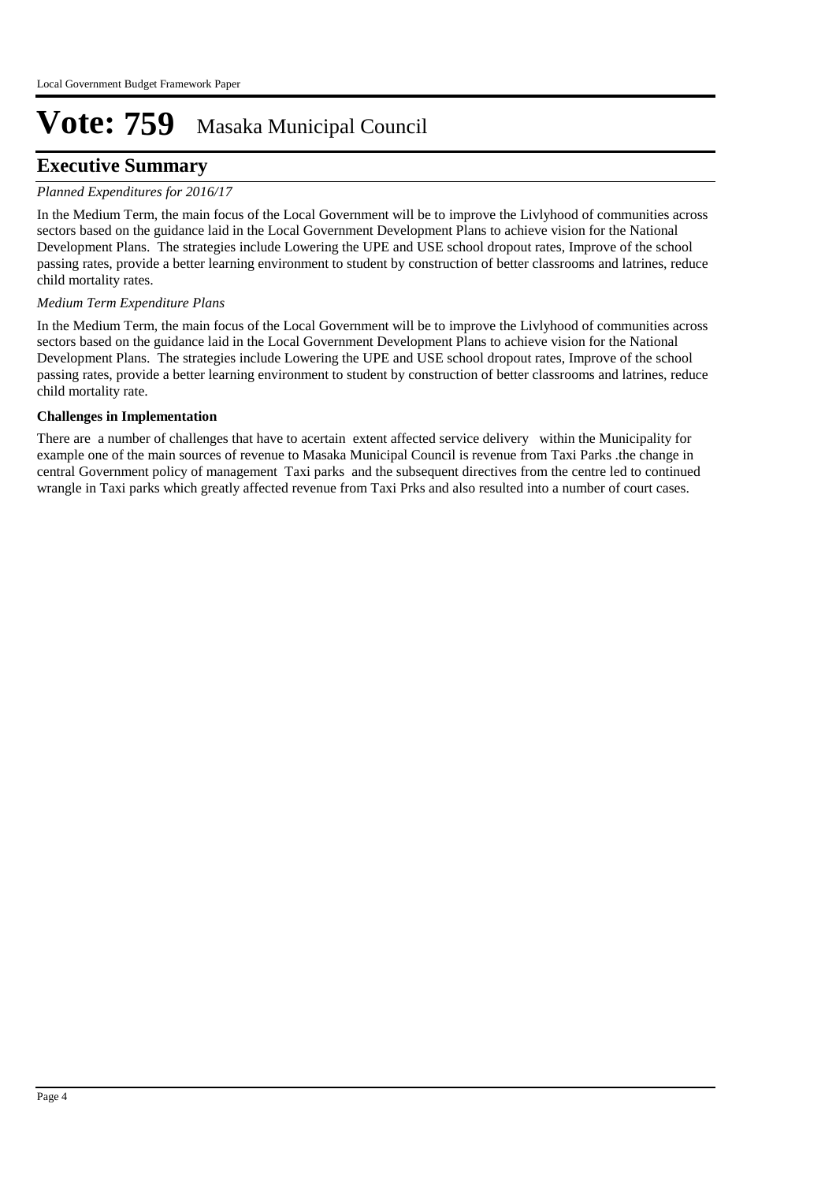# Vote: 759 Masaka Municipal Council

## Executive Summary

*Planned Expenditures for 2016/17*

In the Medium Term, the main focus of the Local Government will be to improve the Livlyhood of communities across sectors based on the guidance laid in the Local Government Development Plans to achieve vision for the National Development Plans. The strategies include Lowering the UPE and USE school dropout rates, Improve of the school passing rates, provide a better learning environment to student by construction of better classrooms and latrines, reduce child mortality rates.

*Medium Term Expenditure Plans*

In the Medium Term, the main focus of the Local Government will be to improve the Livlyhood of communities across sectors based on the guidance laid in the Local Government Development Plans to achieve vision for the National Development Plans. The strategies include Lowering the UPE and USE school dropout rates, Improve of the school passing rates, provide a better learning environment to student by construction of better classrooms and latrines, reduce child mortality rate.

**Challenges in Implementation**

There are a number of challenges that have to acertain extent affected service delivery within the Municipality for example one of the main sources of revenue to Masaka Municipal Council is revenue from Taxi Parks .the change in central Government policy of management Taxi parks and the subsequent directives from the centre led to continued wrangle in Taxi parks which greatly affected revenue from Taxi Prks and also resulted into a number of court cases.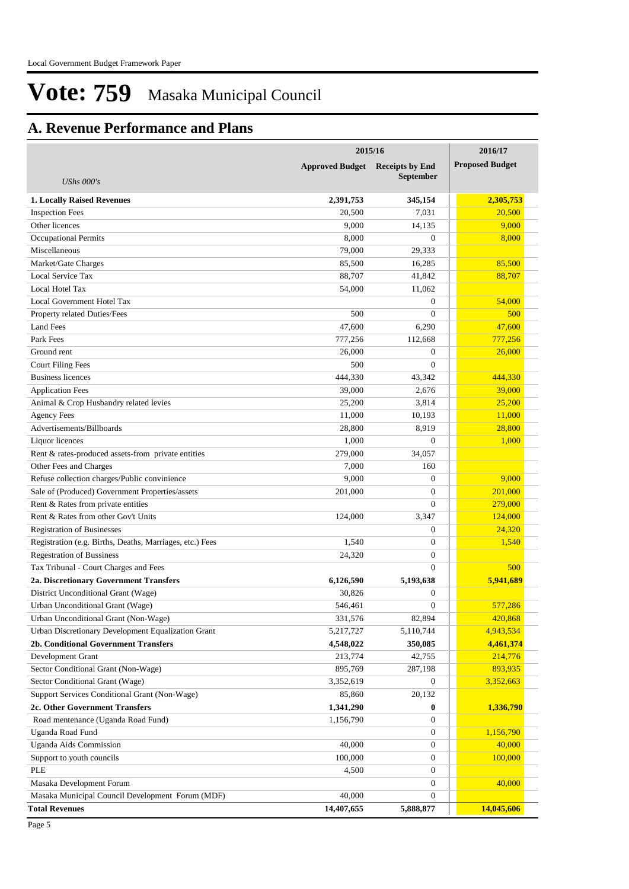# Vote: 759 Masaka Municipal Council

## A. Revenue Performance and Plans

| | 2015/16 | | 2016/17 |
|---|---|---|---|
| *UShs 000's* | Approved Budget | Receipts by End September | Proposed Budget |
| **1. Locally Raised Revenues** | **2,391,753** | **345,154** | **2,305,753** |
| Inspection Fees | 20,500 | 7,031 | 20,500 |
| Other licences | 9,000 | 14,135 | 9,000 |
| Occupational Permits | 8,000 | 0 | 8,000 |
| Miscellaneous | 79,000 | 29,333 | |
| Market/Gate Charges | 85,500 | 16,285 | 85,500 |
| Local Service Tax | 88,707 | 41,842 | 88,707 |
| Local Hotel Tax | 54,000 | 11,062 | |
| Local Government Hotel Tax | | 0 | 54,000 |
| Property related Duties/Fees | 500 | 0 | 500 |
| Land Fees | 47,600 | 6,290 | 47,600 |
| Park Fees | 777,256 | 112,668 | 777,256 |
| Ground rent | 26,000 | 0 | 26,000 |
| Court Filing Fees | 500 | 0 | |
| Business licences | 444,330 | 43,342 | 444,330 |
| Application Fees | 39,000 | 2,676 | 39,000 |
| Animal & Crop Husbandry related levies | 25,200 | 3,814 | 25,200 |
| Agency Fees | 11,000 | 10,193 | 11,000 |
| Advertisements/Billboards | 28,800 | 8,919 | 28,800 |
| Liquor licences | 1,000 | 0 | 1,000 |
| Rent & rates-produced assets-from private entities | 279,000 | 34,057 | |
| Other Fees and Charges | 7,000 | 160 | |
| Refuse collection charges/Public convinience | 9,000 | 0 | 9,000 |
| Sale of (Produced) Government Properties/assets | 201,000 | 0 | 201,000 |
| Rent & Rates from private entities | | 0 | 279,000 |
| Rent & Rates from other Gov't Units | 124,000 | 3,347 | 124,000 |
| Registration of Businesses | | 0 | 24,320 |
| Registration (e.g. Births, Deaths, Marriages, etc.) Fees | 1,540 | 0 | 1,540 |
| Regestration of Bussiness | 24,320 | 0 | |
| Tax Tribunal - Court Charges and Fees | | 0 | 500 |
| **2a. Discretionary Government Transfers** | **6,126,590** | **5,193,638** | **5,941,689** |
| District Unconditional Grant (Wage) | 30,826 | 0 | |
| Urban Unconditional Grant (Wage) | 546,461 | 0 | 577,286 |
| Urban Unconditional Grant (Non-Wage) | 331,576 | 82,894 | 420,868 |
| Urban Discretionary Development Equalization Grant | 5,217,727 | 5,110,744 | 4,943,534 |
| **2b. Conditional Government Transfers** | **4,548,022** | **350,085** | **4,461,374** |
| Development Grant | 213,774 | 42,755 | 214,776 |
| Sector Conditional Grant (Non-Wage) | 895,769 | 287,198 | 893,935 |
| Sector Conditional Grant (Wage) | 3,352,619 | 0 | 3,352,663 |
| Support Services Conditional Grant (Non-Wage) | 85,860 | 20,132 | |
| **2c. Other Government Transfers** | **1,341,290** | **0** | **1,336,790** |
| Road mentenance (Uganda Road Fund) | 1,156,790 | 0 | |
| Uganda Road Fund | | 0 | 1,156,790 |
| Uganda Aids Commission | 40,000 | 0 | 40,000 |
| Support to youth councils | 100,000 | 0 | 100,000 |
| PLE | 4,500 | 0 | |
| Masaka Development Forum | | 0 | 40,000 |
| Masaka Municipal Council Development Forum (MDF) | 40,000 | 0 | |
| **Total Revenues** | **14,407,655** | **5,888,877** | **14,045,606** |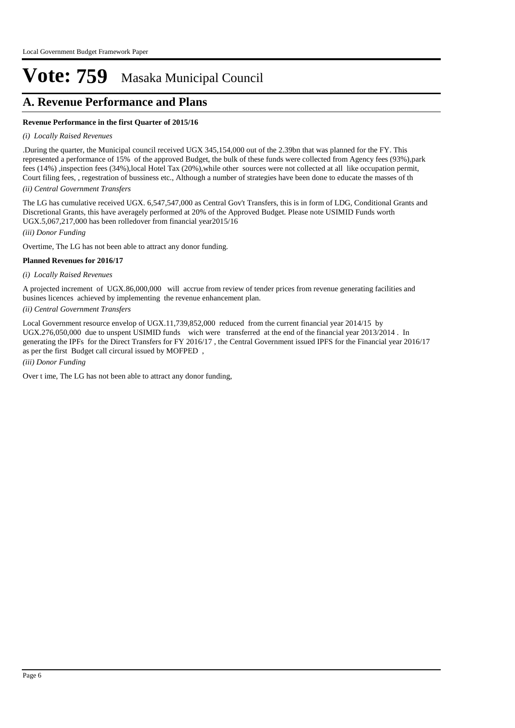# Vote: 759 Masaka Municipal Council

## A. Revenue Performance and Plans

**Revenue Performance in the first Quarter of 2015/16**

*(i) Locally Raised Revenues*

.During the quarter, the Municipal council received UGX 345,154,000 out of the 2.39bn that was planned for the FY. This represented a performance of 15% of the approved Budget, the bulk of these funds were collected from Agency fees (93%),park fees (14%) ,inspection fees (34%),local Hotel Tax (20%),while other sources were not collected at all like occupation permit, Court filing fees, , regestration of bussiness etc., Although a number of strategies have been done to educate the masses of th

*(ii) Central Government Transfers*

The LG has cumulative received UGX. 6,547,547,000 as Central Gov't Transfers, this is in form of LDG, Conditional Grants and Discretional Grants, this have averagely performed at 20% of the Approved Budget. Please note USIMID Funds worth UGX.5,067,217,000 has been rolledover from financial year2015/16

*(iii) Donor Funding*

Overtime, The LG has not been able to attract any donor funding.

**Planned Revenues for 2016/17**

*(i) Locally Raised Revenues*

A projected increment of UGX.86,000,000 will accrue from review of tender prices from revenue generating facilities and busines licences achieved by implementing the revenue enhancement plan.

*(ii) Central Government Transfers*

Local Government resource envelop of UGX.11,739,852,000 reduced from the current financial year 2014/15 by UGX.276,050,000 due to unspent USIMID funds wich were transferred at the end of the financial year 2013/2014 . In generating the IPFs for the Direct Transfers for FY 2016/17 , the Central Government issued IPFS for the Financial year 2016/17 as per the first Budget call circural issued by MOFPED ,

*(iii) Donor Funding*

Over t ime, The LG has not been able to attract any donor funding,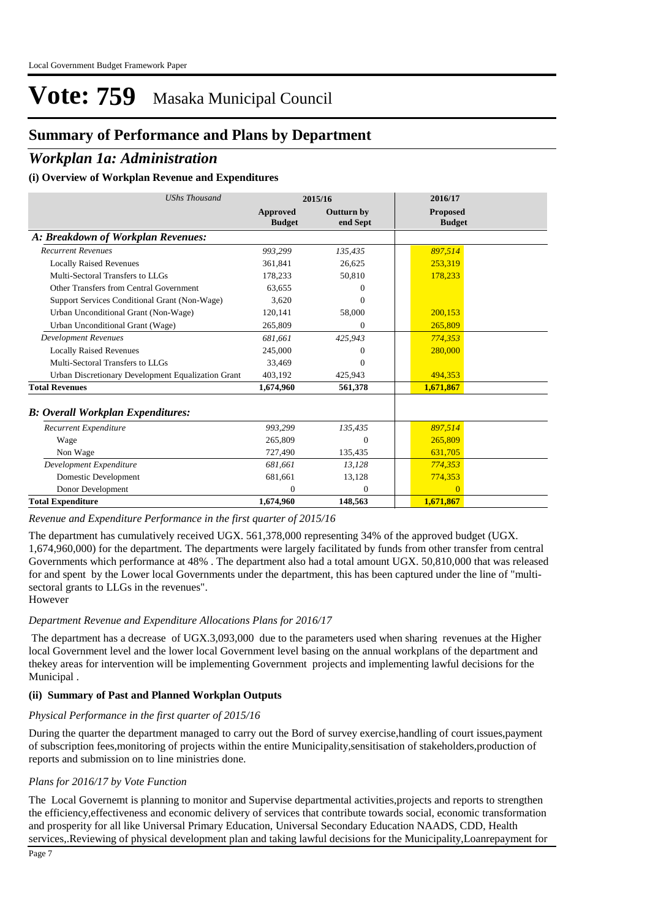# Vote: 759 Masaka Municipal Council

## Summary of Performance and Plans by Department

## *Workplan 1a: Administration*

### (i) Overview of Workplan Revenue and Expenditures

| *UShs Thousand* | 2015/16 | | 2016/17 |
|---|---|---|---|
| | **Approved Budget** | **Outturn by end Sept** | **Proposed Budget** |
| ***A: Breakdown of Workplan Revenues:*** | | | |
| *Recurrent Revenues* | *993,299* | *135,435* | *897,514* |
| Locally Raised Revenues | 361,841 | 26,625 | 253,319 |
| Multi-Sectoral Transfers to LLGs | 178,233 | 50,810 | 178,233 |
| Other Transfers from Central Government | 63,655 | 0 | |
| Support Services Conditional Grant (Non-Wage) | 3,620 | 0 | |
| Urban Unconditional Grant (Non-Wage) | 120,141 | 58,000 | 200,153 |
| Urban Unconditional Grant (Wage) | 265,809 | 0 | 265,809 |
| *Development Revenues* | *681,661* | *425,943* | *774,353* |
| Locally Raised Revenues | 245,000 | 0 | 280,000 |
| Multi-Sectoral Transfers to LLGs | 33,469 | 0 | |
| Urban Discretionary Development Equalization Grant | 403,192 | 425,943 | 494,353 |
| **Total Revenues** | **1,674,960** | **561,378** | **1,671,867** |
| ***B: Overall Workplan Expenditures:*** | | | |
| *Recurrent Expenditure* | *993,299* | *135,435* | *897,514* |
| Wage | 265,809 | 0 | 265,809 |
| Non Wage | 727,490 | 135,435 | 631,705 |
| *Development Expenditure* | *681,661* | *13,128* | *774,353* |
| Domestic Development | 681,661 | 13,128 | 774,353 |
| Donor Development | 0 | 0 | 0 |
| **Total Expenditure** | **1,674,960** | **148,563** | **1,671,867** |

*Revenue and Expenditure Performance in the first quarter of 2015/16*

The department has cumulatively received UGX. 561,378,000 representing 34% of the approved budget (UGX. 1,674,960,000) for the department. The departments were largely facilitated by funds from other transfer from central Governments which performance at 48% . The department also had a total amount UGX. 50,810,000 that was released for and spent by the Lower local Governments under the department, this has been captured under the line of "multi-sectoral grants to LLGs in the revenues".
However

*Department Revenue and Expenditure Allocations Plans for 2016/17*

The department has a decrease of UGX.3,093,000 due to the parameters used when sharing revenues at the Higher local Government level and the lower local Government level basing on the annual workplans of the department and thekey areas for intervention will be implementing Government projects and implementing lawful decisions for the Municipal .

### (ii) Summary of Past and Planned Workplan Outputs

*Physical Performance in the first quarter of 2015/16*

During the quarter the department managed to carry out the Bord of survey exercise,handling of court issues,payment of subscription fees,monitoring of projects within the entire Municipality,sensitisation of stakeholders,production of reports and submission on to line ministries done.

*Plans for 2016/17 by Vote Function*

The Local Governemt is planning to monitor and Supervise departmental activities,projects and reports to strengthen the efficiency,effectiveness and economic delivery of services that contribute towards social, economic transformation and prosperity for all like Universal Primary Education, Universal Secondary Education NAADS, CDD, Health services,.Reviewing of physical development plan and taking lawful decisions for the Municipality,Loanrepayment for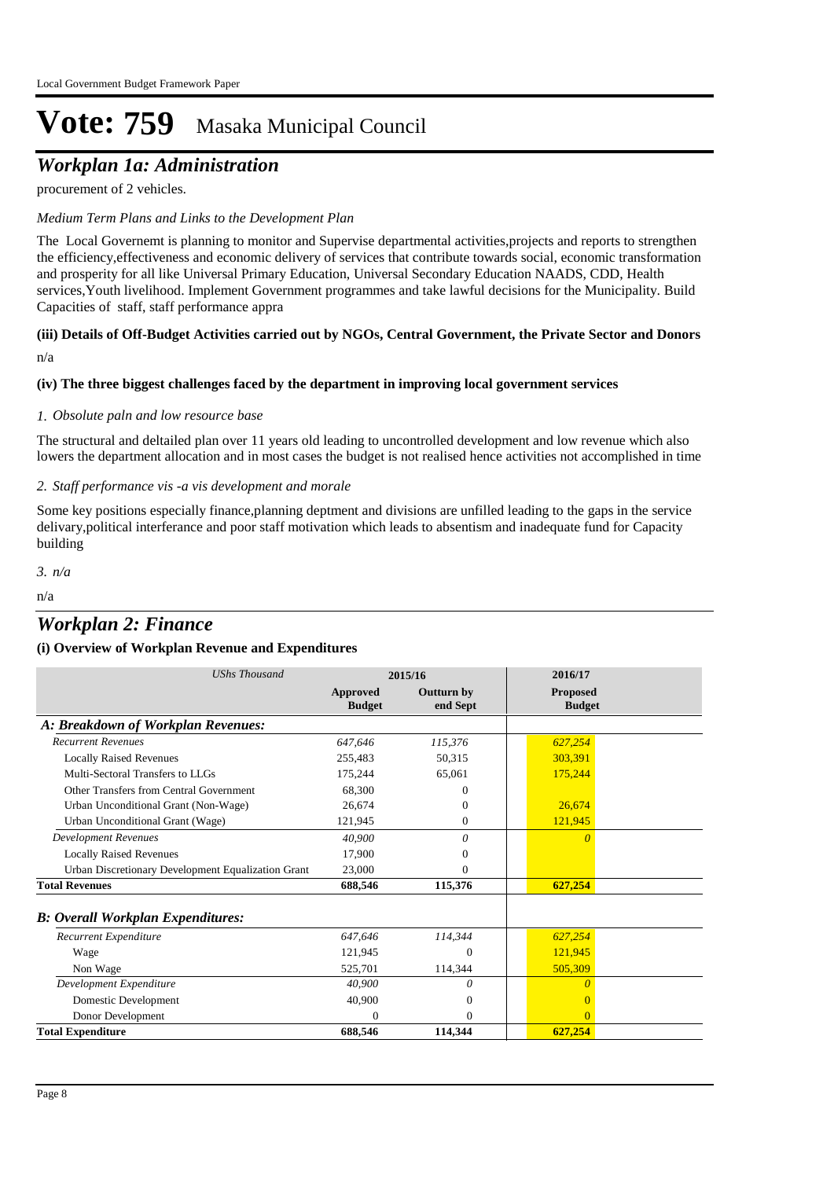# Vote: 759 Masaka Municipal Council

## Workplan 1a: Administration

procurement of 2 vehicles.

*Medium Term Plans and Links to the Development Plan*

The Local Governemt is planning to monitor and Supervise departmental activities,projects and reports to strengthen the efficiency,effectiveness and economic delivery of services that contribute towards social, economic transformation and prosperity for all like Universal Primary Education, Universal Secondary Education NAADS, CDD, Health services,Youth livelihood. Implement Government programmes and take lawful decisions for the Municipality. Build Capacities of staff, staff performance appra

**(iii) Details of Off-Budget Activities carried out by NGOs, Central Government, the Private Sector and Donors**

n/a

**(iv) The three biggest challenges faced by the department in improving local government services**

*1. Obsolute paln and low resource base*

The structural and deltailed plan over 11 years old leading to uncontrolled development and low revenue which also lowers the department allocation and in most cases the budget is not realised hence activities not accomplished in time

*2. Staff performance vis -a vis development and morale*

Some key positions especially finance,planning deptment and divisions are unfilled leading to the gaps in the service delivary,political interferance and poor staff motivation which leads to absentism and inadequate fund for Capacity building

*3. n/a*

n/a

## Workplan 2: Finance

**(i) Overview of Workplan Revenue and Expenditures**

| *UShs Thousand* | 2015/16 | | 2016/17 |
|---|---|---|---|
| | **Approved Budget** | **Outturn by end Sept** | **Proposed Budget** |
| ***A: Breakdown of Workplan Revenues:*** | | | |
| *Recurrent Revenues* | *647,646* | *115,376* | *627,254* |
| Locally Raised Revenues | 255,483 | 50,315 | 303,391 |
| Multi-Sectoral Transfers to LLGs | 175,244 | 65,061 | 175,244 |
| Other Transfers from Central Government | 68,300 | 0 | |
| Urban Unconditional Grant (Non-Wage) | 26,674 | 0 | 26,674 |
| Urban Unconditional Grant (Wage) | 121,945 | 0 | 121,945 |
| *Development Revenues* | *40,900* | *0* | *0* |
| Locally Raised Revenues | 17,900 | 0 | |
| Urban Discretionary Development Equalization Grant | 23,000 | 0 | |
| **Total Revenues** | **688,546** | **115,376** | **627,254** |
| ***B: Overall Workplan Expenditures:*** | | | |
| *Recurrent Expenditure* | *647,646* | *114,344* | *627,254* |
| Wage | 121,945 | 0 | 121,945 |
| Non Wage | 525,701 | 114,344 | 505,309 |
| *Development Expenditure* | *40,900* | *0* | *0* |
| Domestic Development | 40,900 | 0 | 0 |
| Donor Development | 0 | 0 | 0 |
| **Total Expenditure** | **688,546** | **114,344** | **627,254** |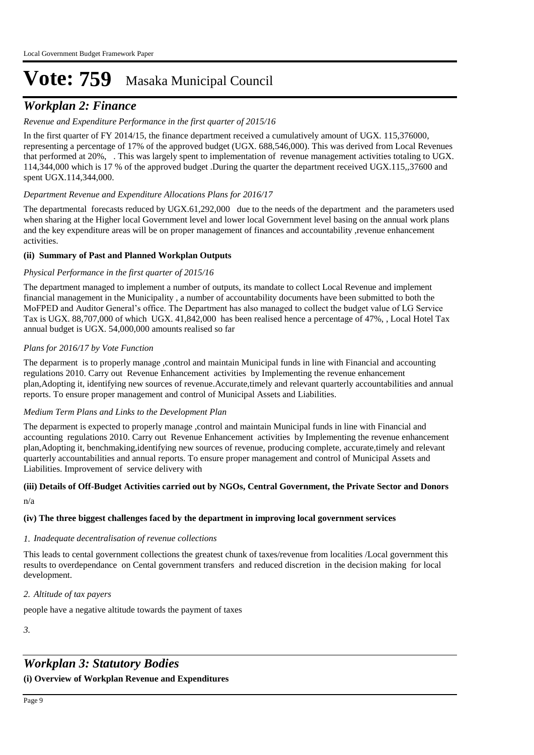# Vote: 759 Masaka Municipal Council

## *Workplan 2: Finance*

*Revenue and Expenditure Performance in the first quarter of 2015/16*

In the first quarter of FY 2014/15, the finance department received a cumulatively amount of UGX. 115,376000, representing a percentage of 17% of the approved budget (UGX. 688,546,000). This was derived from Local Revenues that performed at 20%, . This was largely spent to implementation of revenue management activities totaling to UGX. 114,344,000 which is 17 % of the approved budget .During the quarter the department received UGX.115,,37600 and spent UGX.114,344,000.

*Department Revenue and Expenditure Allocations Plans for 2016/17*

The departmental forecasts reduced by UGX.61,292,000 due to the needs of the department and the parameters used when sharing at the Higher local Government level and lower local Government level basing on the annual work plans and the key expenditure areas will be on proper management of finances and accountability ,revenue enhancement activities.

**(ii) Summary of Past and Planned Workplan Outputs**

*Physical Performance in the first quarter of 2015/16*

The department managed to implement a number of outputs, its mandate to collect Local Revenue and implement financial management in the Municipality , a number of accountability documents have been submitted to both the MoFPED and Auditor General's office. The Department has also managed to collect the budget value of LG Service Tax is UGX. 88,707,000 of which UGX. 41,842,000 has been realised hence a percentage of 47%, , Local Hotel Tax annual budget is UGX. 54,000,000 amounts realised so far

*Plans for 2016/17 by Vote Function*

The deparment is to properly manage ,control and maintain Municipal funds in line with Financial and accounting regulations 2010. Carry out Revenue Enhancement activities by Implementing the revenue enhancement plan,Adopting it, identifying new sources of revenue.Accurate,timely and relevant quarterly accountabilities and annual reports. To ensure proper management and control of Municipal Assets and Liabilities.

*Medium Term Plans and Links to the Development Plan*

The deparment is expected to properly manage ,control and maintain Municipal funds in line with Financial and accounting regulations 2010. Carry out Revenue Enhancement activities by Implementing the revenue enhancement plan,Adopting it, benchmaking,identifying new sources of revenue, producing complete, accurate,timely and relevant quarterly accountabilities and annual reports. To ensure proper management and control of Municipal Assets and Liabilities. Improvement of service delivery with

**(iii) Details of Off-Budget Activities carried out by NGOs, Central Government, the Private Sector and Donors**

n/a

**(iv) The three biggest challenges faced by the department in improving local government services**

*1. Inadequate decentralisation of revenue collections*

This leads to cental government collections the greatest chunk of taxes/revenue from localities /Local government this results to overdependance on Cental government transfers and reduced discretion in the decision making for local development.

*2. Altitude of tax payers*

people have a negative altitude towards the payment of taxes

*3.*

## *Workplan 3: Statutory Bodies*

**(i) Overview of Workplan Revenue and Expenditures**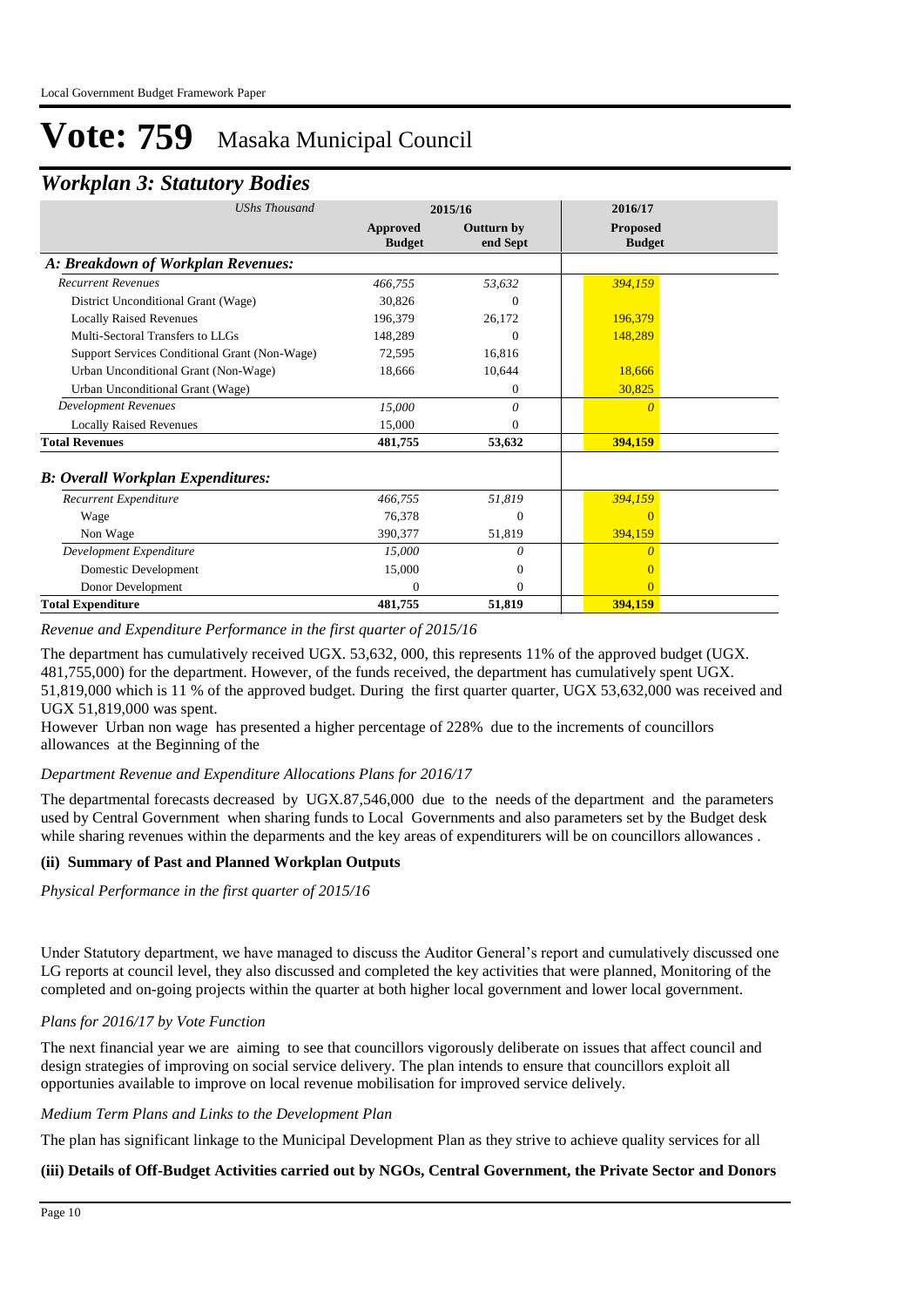# Vote: 759 Masaka Municipal Council

## Workplan 3: Statutory Bodies

| UShs Thousand | 2015/16 | | 2016/17 |
|---|---|---|---|
| | Approved Budget | Outturn by end Sept | Proposed Budget |
| ***A: Breakdown of Workplan Revenues:*** | | | |
| *Recurrent Revenues* | *466,755* | *53,632* | *394,159* |
| District Unconditional Grant (Wage) | 30,826 | 0 | |
| Locally Raised Revenues | 196,379 | 26,172 | 196,379 |
| Multi-Sectoral Transfers to LLGs | 148,289 | 0 | 148,289 |
| Support Services Conditional Grant (Non-Wage) | 72,595 | 16,816 | |
| Urban Unconditional Grant (Non-Wage) | 18,666 | 10,644 | 18,666 |
| Urban Unconditional Grant (Wage) | | 0 | 30,825 |
| *Development Revenues* | *15,000* | *0* | *0* |
| Locally Raised Revenues | 15,000 | 0 | |
| **Total Revenues** | **481,755** | **53,632** | **394,159** |
| ***B: Overall Workplan Expenditures:*** | | | |
| *Recurrent Expenditure* | *466,755* | *51,819* | *394,159* |
| Wage | 76,378 | 0 | 0 |
| Non Wage | 390,377 | 51,819 | 394,159 |
| *Development Expenditure* | *15,000* | *0* | *0* |
| Domestic Development | 15,000 | 0 | 0 |
| Donor Development | 0 | 0 | 0 |
| **Total Expenditure** | **481,755** | **51,819** | **394,159** |

*Revenue and Expenditure Performance in the first quarter of 2015/16*

The department has cumulatively received UGX. 53,632, 000, this represents 11% of the approved budget (UGX. 481,755,000) for the department. However, of the funds received, the department has cumulatively spent UGX. 51,819,000 which is 11 % of the approved budget. During the first quarter quarter, UGX 53,632,000 was received and UGX 51,819,000 was spent.

However Urban non wage has presented a higher percentage of 228% due to the increments of councillors allowances at the Beginning of the

*Department Revenue and Expenditure Allocations Plans for 2016/17*

The departmental forecasts decreased by UGX.87,546,000 due to the needs of the department and the parameters used by Central Government when sharing funds to Local Governments and also parameters set by the Budget desk while sharing revenues within the deparments and the key areas of expenditurers will be on councillors allowances .

### (ii) Summary of Past and Planned Workplan Outputs

*Physical Performance in the first quarter of 2015/16*

Under Statutory department, we have managed to discuss the Auditor General's report and cumulatively discussed one LG reports at council level, they also discussed and completed the key activities that were planned, Monitoring of the completed and on-going projects within the quarter at both higher local government and lower local government.

*Plans for 2016/17 by Vote Function*

The next financial year we are aiming to see that councillors vigorously deliberate on issues that affect council and design strategies of improving on social service delivery. The plan intends to ensure that councillors exploit all opportunies available to improve on local revenue mobilisation for improved service delively.

*Medium Term Plans and Links to the Development Plan*

The plan has significant linkage to the Municipal Development Plan as they strive to achieve quality services for all

### (iii) Details of Off-Budget Activities carried out by NGOs, Central Government, the Private Sector and Donors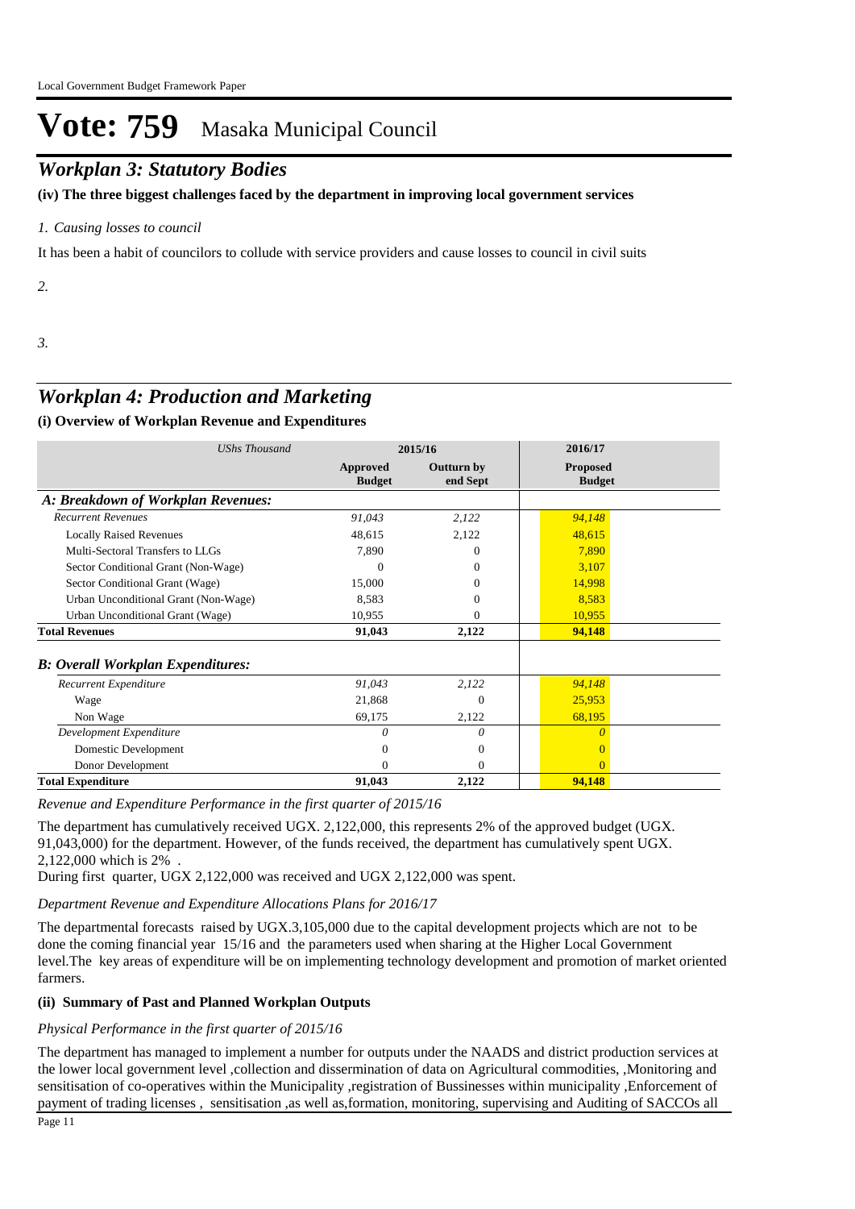# Vote: 759 Masaka Municipal Council

## *Workplan 3: Statutory Bodies*

**(iv) The three biggest challenges faced by the department in improving local government services**

*1. Causing losses to council*

It has been a habit of councilors to collude with service providers and cause losses to council in civil suits

*2.*

*3.*

## *Workplan 4: Production and Marketing*

**(i) Overview of Workplan Revenue and Expenditures**

| *UShs Thousand* | 2015/16 | | 2016/17 |
|---|---|---|---|
| | **Approved Budget** | **Outturn by end Sept** | **Proposed Budget** |
| ***A: Breakdown of Workplan Revenues:*** | | | |
| *Recurrent Revenues* | *91,043* | *2,122* | *94,148* |
| Locally Raised Revenues | 48,615 | 2,122 | 48,615 |
| Multi-Sectoral Transfers to LLGs | 7,890 | 0 | 7,890 |
| Sector Conditional Grant (Non-Wage) | 0 | 0 | 3,107 |
| Sector Conditional Grant (Wage) | 15,000 | 0 | 14,998 |
| Urban Unconditional Grant (Non-Wage) | 8,583 | 0 | 8,583 |
| Urban Unconditional Grant (Wage) | 10,955 | 0 | 10,955 |
| **Total Revenues** | **91,043** | **2,122** | **94,148** |
| ***B: Overall Workplan Expenditures:*** | | | |
| *Recurrent Expenditure* | *91,043* | *2,122* | *94,148* |
| Wage | 21,868 | 0 | 25,953 |
| Non Wage | 69,175 | 2,122 | 68,195 |
| *Development Expenditure* | *0* | *0* | *0* |
| Domestic Development | 0 | 0 | 0 |
| Donor Development | 0 | 0 | 0 |
| **Total Expenditure** | **91,043** | **2,122** | **94,148** |

*Revenue and Expenditure Performance in the first quarter of 2015/16*

The department has cumulatively received UGX. 2,122,000, this represents 2% of the approved budget (UGX. 91,043,000) for the department. However, of the funds received, the department has cumulatively spent UGX. 2,122,000 which is 2% .
During first quarter, UGX 2,122,000 was received and UGX 2,122,000 was spent.

*Department Revenue and Expenditure Allocations Plans for 2016/17*

The departmental forecasts raised by UGX.3,105,000 due to the capital development projects which are not to be done the coming financial year 15/16 and the parameters used when sharing at the Higher Local Government level.The key areas of expenditure will be on implementing technology development and promotion of market oriented farmers.

**(ii) Summary of Past and Planned Workplan Outputs**

*Physical Performance in the first quarter of 2015/16*

The department has managed to implement a number for outputs under the NAADS and district production services at the lower local government level ,collection and dissemination of data on Agricultural commodities, ,Monitoring and sensitisation of co-operatives within the Municipality ,registration of Bussinesses within municipality ,Enforcement of payment of trading licenses , sensitisation ,as well as,formation, monitoring, supervising and Auditing of SACCOs all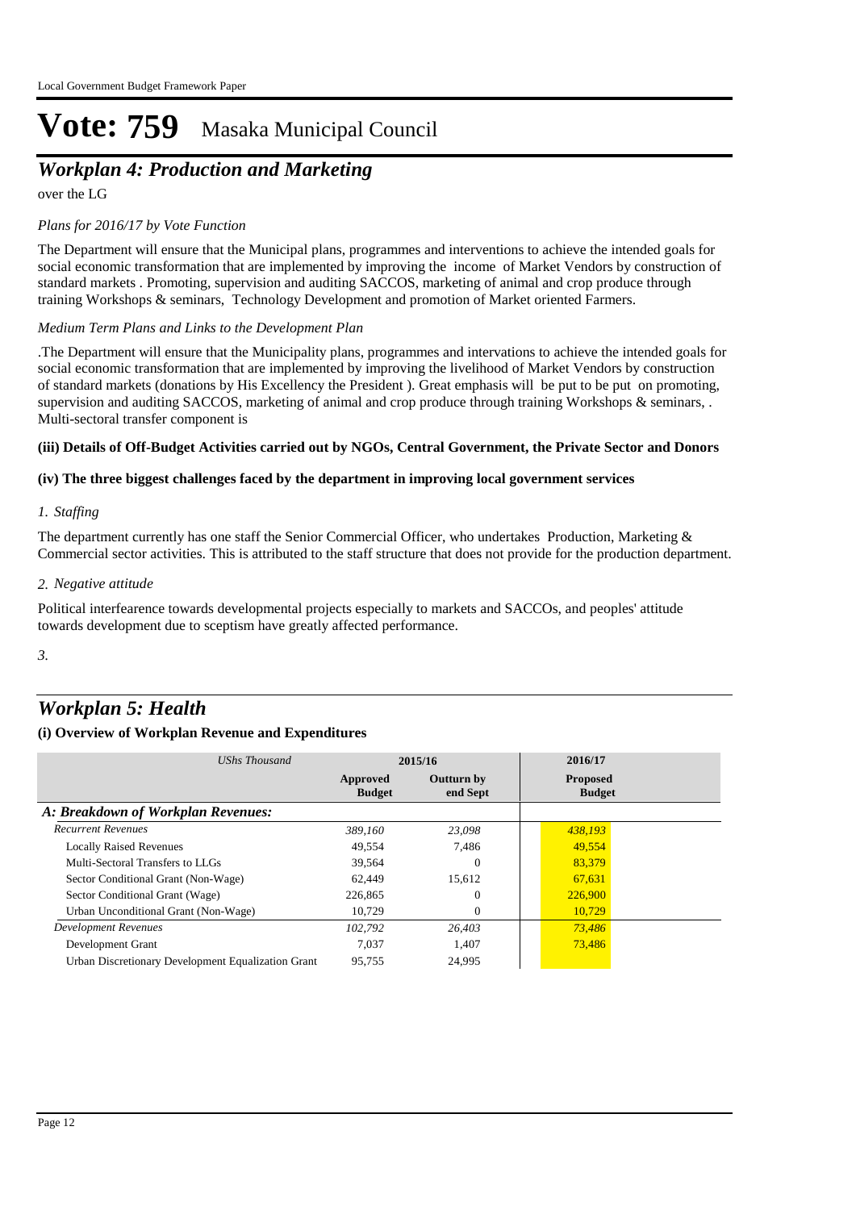# Vote: 759 Masaka Municipal Council

## *Workplan 4: Production and Marketing*

over the LG

*Plans for 2016/17 by Vote Function*

The Department will ensure that the Municipal plans, programmes and interventions to achieve the intended goals for social economic transformation that are implemented by improving the income of Market Vendors by construction of standard markets . Promoting, supervision and auditing SACCOS, marketing of animal and crop produce through training Workshops & seminars, Technology Development and promotion of Market oriented Farmers.

*Medium Term Plans and Links to the Development Plan*

.The Department will ensure that the Municipality plans, programmes and intervations to achieve the intended goals for social economic transformation that are implemented by improving the livelihood of Market Vendors by construction of standard markets (donations by His Excellency the President ). Great emphasis will be put to be put on promoting, supervision and auditing SACCOS, marketing of animal and crop produce through training Workshops & seminars, . Multi-sectoral transfer component is

**(iii) Details of Off-Budget Activities carried out by NGOs, Central Government, the Private Sector and Donors**

**(iv) The three biggest challenges faced by the department in improving local government services**

*1. Staffing*

The department currently has one staff the Senior Commercial Officer, who undertakes Production, Marketing & Commercial sector activities. This is attributed to the staff structure that does not provide for the production department.

*2. Negative attitude*

Political interfeearence towards developmental projects especially to markets and SACCOs, and peoples' attitude towards development due to sceptism have greatly affected performance.

*3.*

## *Workplan 5: Health*

**(i) Overview of Workplan Revenue and Expenditures**

| *UShs Thousand* | 2015/16 | | 2016/17 |
|---|---|---|---|
| | **Approved Budget** | **Outturn by end Sept** | **Proposed Budget** |
| ***A: Breakdown of Workplan Revenues:*** | | | |
| *Recurrent Revenues* | *389,160* | *23,098* | *438,193* |
| Locally Raised Revenues | 49,554 | 7,486 | 49,554 |
| Multi-Sectoral Transfers to LLGs | 39,564 | 0 | 83,379 |
| Sector Conditional Grant (Non-Wage) | 62,449 | 15,612 | 67,631 |
| Sector Conditional Grant (Wage) | 226,865 | 0 | 226,900 |
| Urban Unconditional Grant (Non-Wage) | 10,729 | 0 | 10,729 |
| *Development Revenues* | *102,792* | *26,403* | *73,486* |
| Development Grant | 7,037 | 1,407 | 73,486 |
| Urban Discretionary Development Equalization Grant | 95,755 | 24,995 | |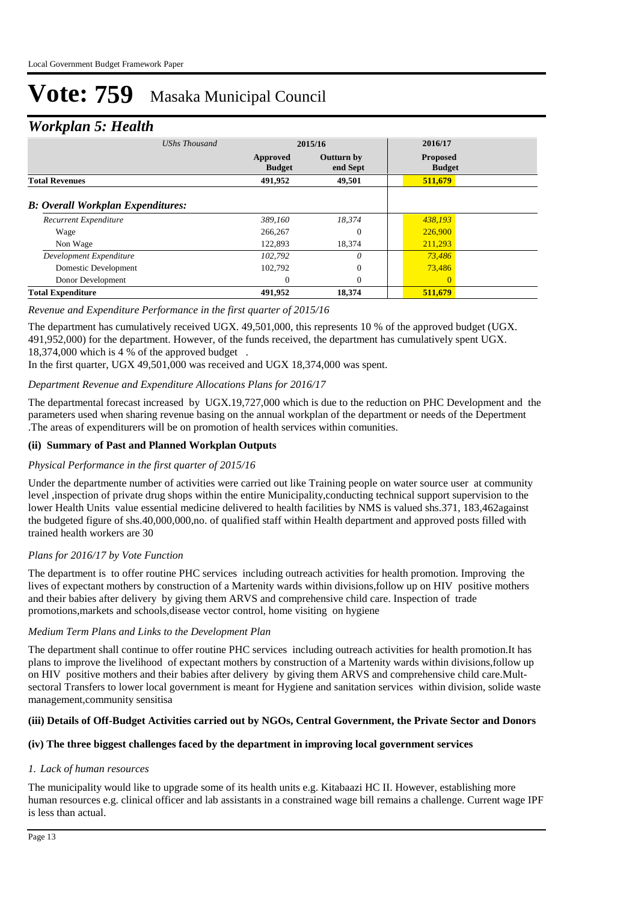Local Government Budget Framework Paper

# Vote: 759 Masaka Municipal Council

## *Workplan 5: Health*

| *UShs Thousand* | 2015/16 | | 2016/17 |
|---|---|---|---|
| | **Approved Budget** | **Outturn by end Sept** | **Proposed Budget** |
| **Total Revenues** | **491,952** | **49,501** | **511,679** |
| ***B: Overall Workplan Expenditures:*** | | | |
| *Recurrent Expenditure* | *389,160* | *18,374* | *438,193* |
| Wage | 266,267 | 0 | 226,900 |
| Non Wage | 122,893 | 18,374 | 211,293 |
| *Development Expenditure* | *102,792* | *0* | *73,486* |
| Domestic Development | 102,792 | 0 | 73,486 |
| Donor Development | 0 | 0 | 0 |
| **Total Expenditure** | **491,952** | **18,374** | **511,679** |

*Revenue and Expenditure Performance in the first quarter of 2015/16*

The department has cumulatively received UGX. 49,501,000, this represents 10 % of the approved budget (UGX. 491,952,000) for the department. However, of the funds received, the department has cumulatively spent UGX. 18,374,000 which is 4 % of the approved budget .
In the first quarter, UGX 49,501,000 was received and UGX 18,374,000 was spent.

*Department Revenue and Expenditure Allocations Plans for 2016/17*

The departmental forecast increased by UGX.19,727,000 which is due to the reduction on PHC Development and the parameters used when sharing revenue basing on the annual workplan of the department or needs of the Depertment .The areas of expenditurers will be on promotion of health services within comunities.

**(ii) Summary of Past and Planned Workplan Outputs**

*Physical Performance in the first quarter of 2015/16*

Under the departmente number of activities were carried out like Training people on water source user at community level ,inspection of private drug shops within the entire Municipality,conducting technical support supervision to the lower Health Units value essential medicine delivered to health facilities by NMS is valued shs.371, 183,462against the budgeted figure of shs.40,000,000,no. of qualified staff within Health department and approved posts filled with trained health workers are 30

*Plans for 2016/17 by Vote Function*

The department is to offer routine PHC services including outreach activities for health promotion. Improving the lives of expectant mothers by construction of a Martenity wards within divisions,follow up on HIV positive mothers and their babies after delivery by giving them ARVS and comprehensive child care. Inspection of trade promotions,markets and schools,disease vector control, home visiting on hygiene

*Medium Term Plans and Links to the Development Plan*

The department shall continue to offer routine PHC services including outreach activities for health promotion.It has plans to improve the livelihood of expectant mothers by construction of a Martenity wards within divisions,follow up on HIV positive mothers and their babies after delivery by giving them ARVS and comprehensive child care.Mult-sectoral Transfers to lower local government is meant for Hygiene and sanitation services within division, solide waste management,community sensitisa

**(iii) Details of Off-Budget Activities carried out by NGOs, Central Government, the Private Sector and Donors**

**(iv) The three biggest challenges faced by the department in improving local government services**

*1. Lack of human resources*

The municipality would like to upgrade some of its health units e.g. Kitabaazi HC II. However, establishing more human resources e.g. clinical officer and lab assistants in a constrained wage bill remains a challenge. Current wage IPF is less than actual.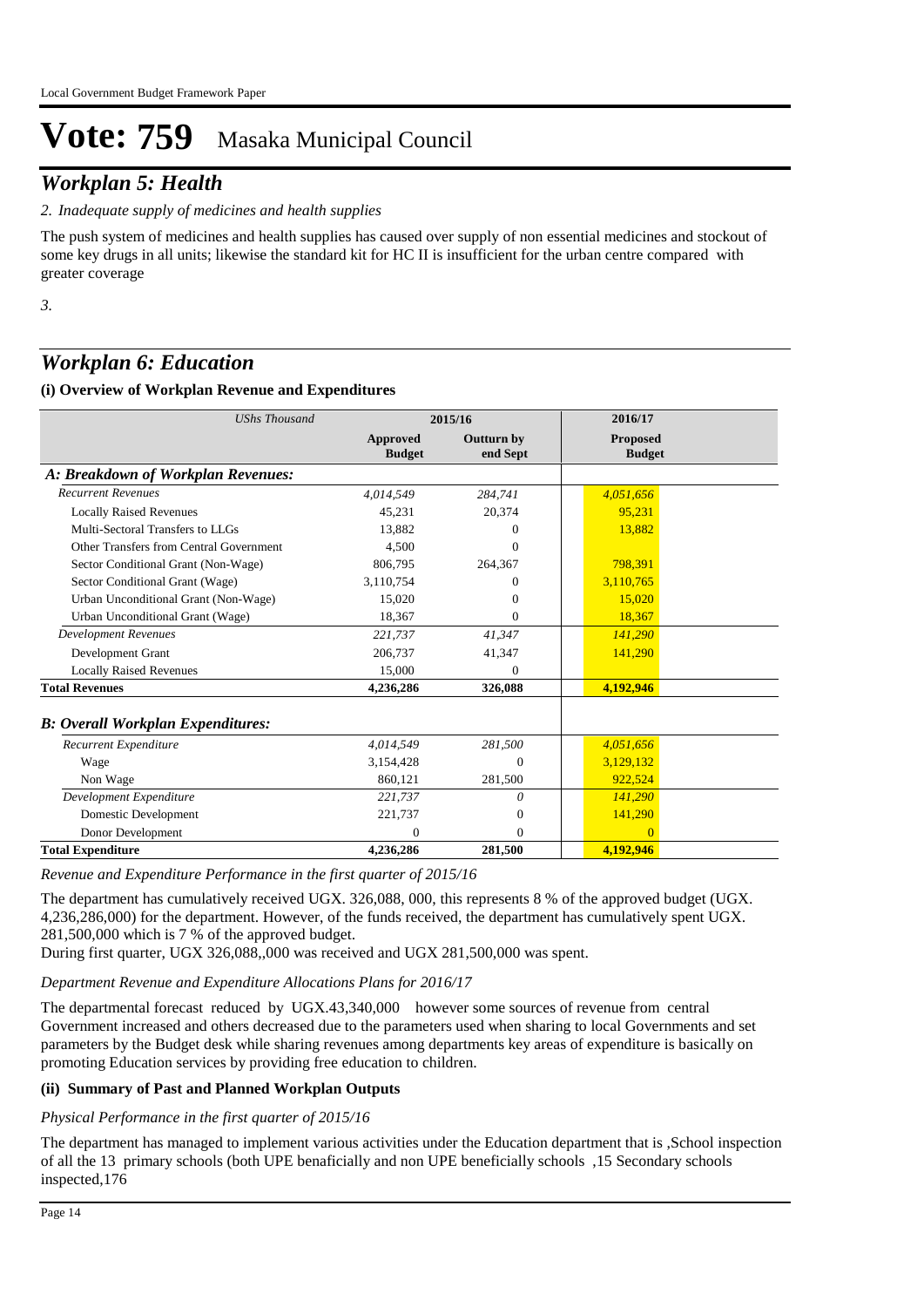# Vote: 759 Masaka Municipal Council

## *Workplan 5: Health*

*2. Inadequate supply of medicines and health supplies*

The push system of medicines and health supplies has caused over supply of non essential medicines and stockout of some key drugs in all units; likewise the standard kit for HC II is insufficient for the urban centre compared with greater coverage

*3.*

## *Workplan 6: Education*

### (i) Overview of Workplan Revenue and Expenditures

| *UShs Thousand* | 2015/16 | | 2016/17 |
|---|---|---|---|
| | **Approved Budget** | **Outturn by end Sept** | **Proposed Budget** |
| ***A: Breakdown of Workplan Revenues:*** | | | |
| *Recurrent Revenues* | *4,014,549* | *284,741* | *4,051,656* |
| Locally Raised Revenues | 45,231 | 20,374 | 95,231 |
| Multi-Sectoral Transfers to LLGs | 13,882 | 0 | 13,882 |
| Other Transfers from Central Government | 4,500 | 0 | |
| Sector Conditional Grant (Non-Wage) | 806,795 | 264,367 | 798,391 |
| Sector Conditional Grant (Wage) | 3,110,754 | 0 | 3,110,765 |
| Urban Unconditional Grant (Non-Wage) | 15,020 | 0 | 15,020 |
| Urban Unconditional Grant (Wage) | 18,367 | 0 | 18,367 |
| *Development Revenues* | *221,737* | *41,347* | *141,290* |
| Development Grant | 206,737 | 41,347 | 141,290 |
| Locally Raised Revenues | 15,000 | 0 | |
| **Total Revenues** | **4,236,286** | **326,088** | **4,192,946** |
| ***B: Overall Workplan Expenditures:*** | | | |
| *Recurrent Expenditure* | *4,014,549* | *281,500* | *4,051,656* |
| Wage | 3,154,428 | 0 | 3,129,132 |
| Non Wage | 860,121 | 281,500 | 922,524 |
| *Development Expenditure* | *221,737* | *0* | *141,290* |
| Domestic Development | 221,737 | 0 | 141,290 |
| Donor Development | 0 | 0 | 0 |
| **Total Expenditure** | **4,236,286** | **281,500** | **4,192,946** |

*Revenue and Expenditure Performance in the first quarter of 2015/16*

The department has cumulatively received UGX. 326,088, 000, this represents 8 % of the approved budget (UGX. 4,236,286,000) for the department. However, of the funds received, the department has cumulatively spent UGX. 281,500,000 which is 7 % of the approved budget.
During first quarter, UGX 326,088,,000 was received and UGX 281,500,000 was spent.

*Department Revenue and Expenditure Allocations Plans for 2016/17*

The departmental forecast reduced by UGX.43,340,000 however some sources of revenue from central Government increased and others decreased due to the parameters used when sharing to local Governments and set parameters by the Budget desk while sharing revenues among departments key areas of expenditure is basically on promoting Education services by providing free education to children.

### (ii) Summary of Past and Planned Workplan Outputs

*Physical Performance in the first quarter of 2015/16*

The department has managed to implement various activities under the Education department that is ,School inspection of all the 13 primary schools (both UPE benaficially and non UPE beneficially schools ,15 Secondary schools inspected,176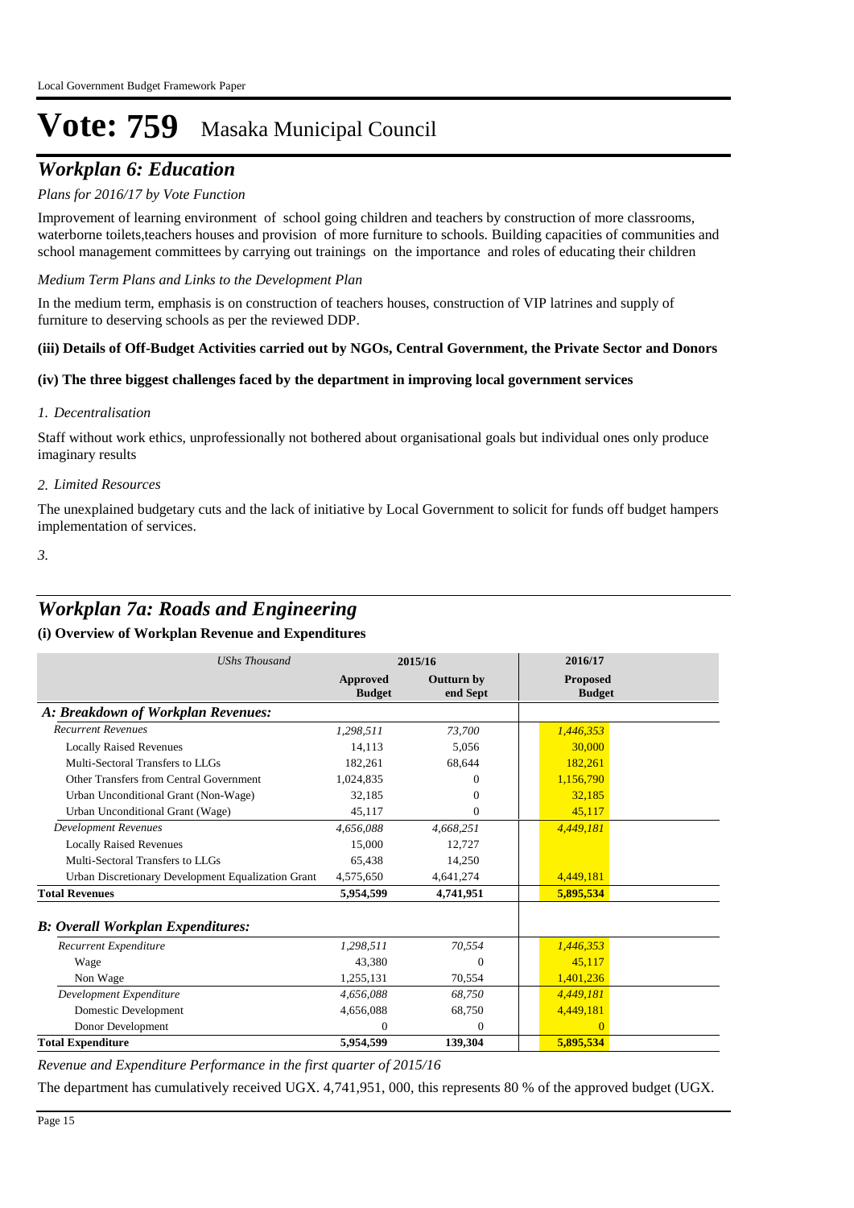# Vote: 759 Masaka Municipal Council

## *Workplan 6: Education*

*Plans for 2016/17 by Vote Function*

Improvement of learning environment of school going children and teachers by construction of more classrooms, waterborne toilets,teachers houses and provision of more furniture to schools. Building capacities of communities and school management committees by carrying out trainings on the importance and roles of educating their children

*Medium Term Plans and Links to the Development Plan*

In the medium term, emphasis is on construction of teachers houses, construction of VIP latrines and supply of furniture to deserving schools as per the reviewed DDP.

**(iii) Details of Off-Budget Activities carried out by NGOs, Central Government, the Private Sector and Donors**

**(iv) The three biggest challenges faced by the department in improving local government services**

*1. Decentralisation*

Staff without work ethics, unprofessionally not bothered about organisational goals but individual ones only produce imaginary results

*2. Limited Resources*

The unexplained budgetary cuts and the lack of initiative by Local Government to solicit for funds off budget hampers implementation of services.

*3.*

## *Workplan 7a: Roads and Engineering*

**(i) Overview of Workplan Revenue and Expenditures**

| *UShs Thousand* | 2015/16 | | 2016/17 |
|---|---|---|---|
| | **Approved Budget** | **Outturn by end Sept** | **Proposed Budget** |
| ***A: Breakdown of Workplan Revenues:*** | | | |
| *Recurrent Revenues* | *1,298,511* | *73,700* | *1,446,353* |
| Locally Raised Revenues | 14,113 | 5,056 | 30,000 |
| Multi-Sectoral Transfers to LLGs | 182,261 | 68,644 | 182,261 |
| Other Transfers from Central Government | 1,024,835 | 0 | 1,156,790 |
| Urban Unconditional Grant (Non-Wage) | 32,185 | 0 | 32,185 |
| Urban Unconditional Grant (Wage) | 45,117 | 0 | 45,117 |
| *Development Revenues* | *4,656,088* | *4,668,251* | *4,449,181* |
| Locally Raised Revenues | 15,000 | 12,727 | |
| Multi-Sectoral Transfers to LLGs | 65,438 | 14,250 | |
| Urban Discretionary Development Equalization Grant | 4,575,650 | 4,641,274 | 4,449,181 |
| **Total Revenues** | **5,954,599** | **4,741,951** | **5,895,534** |
| ***B: Overall Workplan Expenditures:*** | | | |
| *Recurrent Expenditure* | *1,298,511* | *70,554* | *1,446,353* |
| Wage | 43,380 | 0 | 45,117 |
| Non Wage | 1,255,131 | 70,554 | 1,401,236 |
| *Development Expenditure* | *4,656,088* | *68,750* | *4,449,181* |
| Domestic Development | 4,656,088 | 68,750 | 4,449,181 |
| Donor Development | 0 | 0 | 0 |
| **Total Expenditure** | **5,954,599** | **139,304** | **5,895,534** |

*Revenue and Expenditure Performance in the first quarter of 2015/16*

The department has cumulatively received UGX. 4,741,951, 000, this represents 80 % of the approved budget (UGX.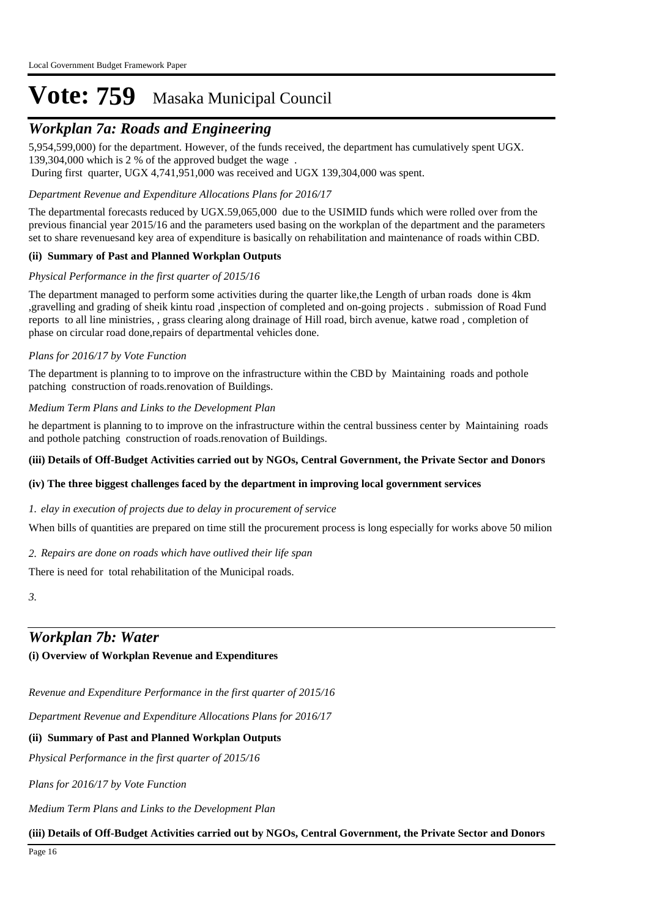# Vote: 759 Masaka Municipal Council

## *Workplan 7a: Roads and Engineering*

5,954,599,000) for the department. However, of the funds received, the department has cumulatively spent UGX. 139,304,000 which is 2 % of the approved budget the wage .
During first quarter, UGX 4,741,951,000 was received and UGX 139,304,000 was spent.

*Department Revenue and Expenditure Allocations Plans for 2016/17*

The departmental forecasts reduced by UGX.59,065,000 due to the USIMID funds which were rolled over from the previous financial year 2015/16 and the parameters used basing on the workplan of the department and the parameters set to share revenuesand key area of expenditure is basically on rehabilitation and maintenance of roads within CBD.

**(ii) Summary of Past and Planned Workplan Outputs**

*Physical Performance in the first quarter of 2015/16*

The department managed to perform some activities during the quarter like,the Length of urban roads done is 4km ,gravelling and grading of sheik kintu road ,inspection of completed and on-going projects . submission of Road Fund reports to all line ministries, , grass clearing along drainage of Hill road, birch avenue, katwe road , completion of phase on circular road done,repairs of departmental vehicles done.

*Plans for 2016/17 by Vote Function*

The department is planning to to improve on the infrastructure within the CBD by Maintaining roads and pothole patching construction of roads.renovation of Buildings.

*Medium Term Plans and Links to the Development Plan*

he department is planning to to improve on the infrastructure within the central bussiness center by Maintaining roads and pothole patching construction of roads.renovation of Buildings.

**(iii) Details of Off-Budget Activities carried out by NGOs, Central Government, the Private Sector and Donors**

**(iv) The three biggest challenges faced by the department in improving local government services**

*1. elay in execution of projects due to delay in procurement of service*

When bills of quantities are prepared on time still the procurement process is long especially for works above 50 milion

*2. Repairs are done on roads which have outlived their life span*

There is need for total rehabilitation of the Municipal roads.

*3.*

## *Workplan 7b: Water*

**(i) Overview of Workplan Revenue and Expenditures**

*Revenue and Expenditure Performance in the first quarter of 2015/16*

*Department Revenue and Expenditure Allocations Plans for 2016/17*

**(ii) Summary of Past and Planned Workplan Outputs**

*Physical Performance in the first quarter of 2015/16*

*Plans for 2016/17 by Vote Function*

*Medium Term Plans and Links to the Development Plan*

**(iii) Details of Off-Budget Activities carried out by NGOs, Central Government, the Private Sector and Donors**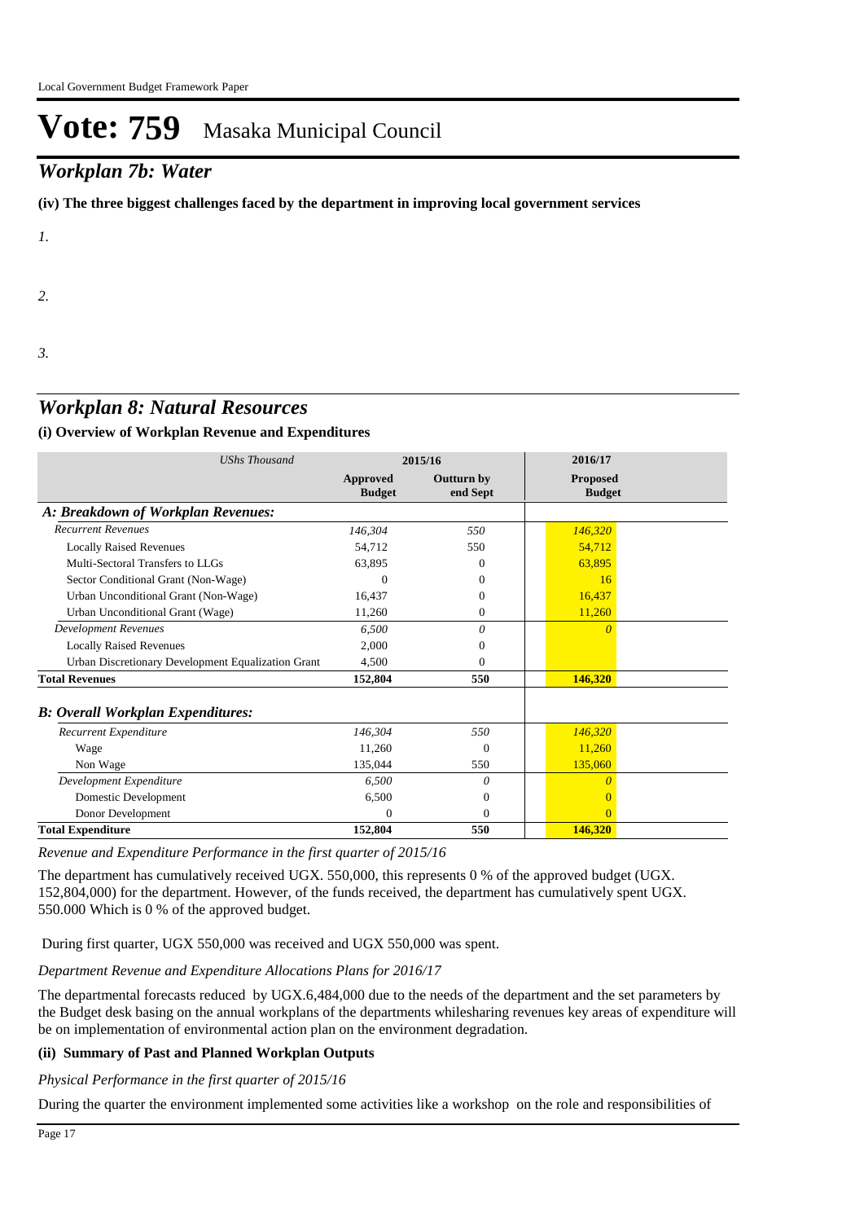# Vote: 759 Masaka Municipal Council

## Workplan 7b: Water

**(iv) The three biggest challenges faced by the department in improving local government services**

*1.*

*2.*

*3.*

## Workplan 8: Natural Resources

### (i) Overview of Workplan Revenue and Expenditures

| *UShs Thousand* | 2015/16 | | 2016/17 |
|---|---|---|---|
| | **Approved Budget** | **Outturn by end Sept** | **Proposed Budget** |
| ***A: Breakdown of Workplan Revenues:*** | | | |
| *Recurrent Revenues* | *146,304* | *550* | *146,320* |
| Locally Raised Revenues | 54,712 | 550 | 54,712 |
| Multi-Sectoral Transfers to LLGs | 63,895 | 0 | 63,895 |
| Sector Conditional Grant (Non-Wage) | 0 | 0 | 16 |
| Urban Unconditional Grant (Non-Wage) | 16,437 | 0 | 16,437 |
| Urban Unconditional Grant (Wage) | 11,260 | 0 | 11,260 |
| *Development Revenues* | *6,500* | *0* | *0* |
| Locally Raised Revenues | 2,000 | 0 | |
| Urban Discretionary Development Equalization Grant | 4,500 | 0 | |
| **Total Revenues** | **152,804** | **550** | **146,320** |
| ***B: Overall Workplan Expenditures:*** | | | |
| *Recurrent Expenditure* | *146,304* | *550* | *146,320* |
| Wage | 11,260 | 0 | 11,260 |
| Non Wage | 135,044 | 550 | 135,060 |
| *Development Expenditure* | *6,500* | *0* | *0* |
| Domestic Development | 6,500 | 0 | 0 |
| Donor Development | 0 | 0 | 0 |
| **Total Expenditure** | **152,804** | **550** | **146,320** |

*Revenue and Expenditure Performance in the first quarter of 2015/16*

The department has cumulatively received UGX. 550,000, this represents 0 % of the approved budget (UGX. 152,804,000) for the department. However, of the funds received, the department has cumulatively spent UGX. 550.000 Which is 0 % of the approved budget.

During first quarter, UGX 550,000 was received and UGX 550,000 was spent.

*Department Revenue and Expenditure Allocations Plans for 2016/17*

The departmental forecasts reduced by UGX.6,484,000 due to the needs of the department and the set parameters by the Budget desk basing on the annual workplans of the departments whilesharing revenues key areas of expenditure will be on implementation of environmental action plan on the environment degradation.

### (ii) Summary of Past and Planned Workplan Outputs

*Physical Performance in the first quarter of 2015/16*

During the quarter the environment implemented some activities like a workshop on the role and responsibilities of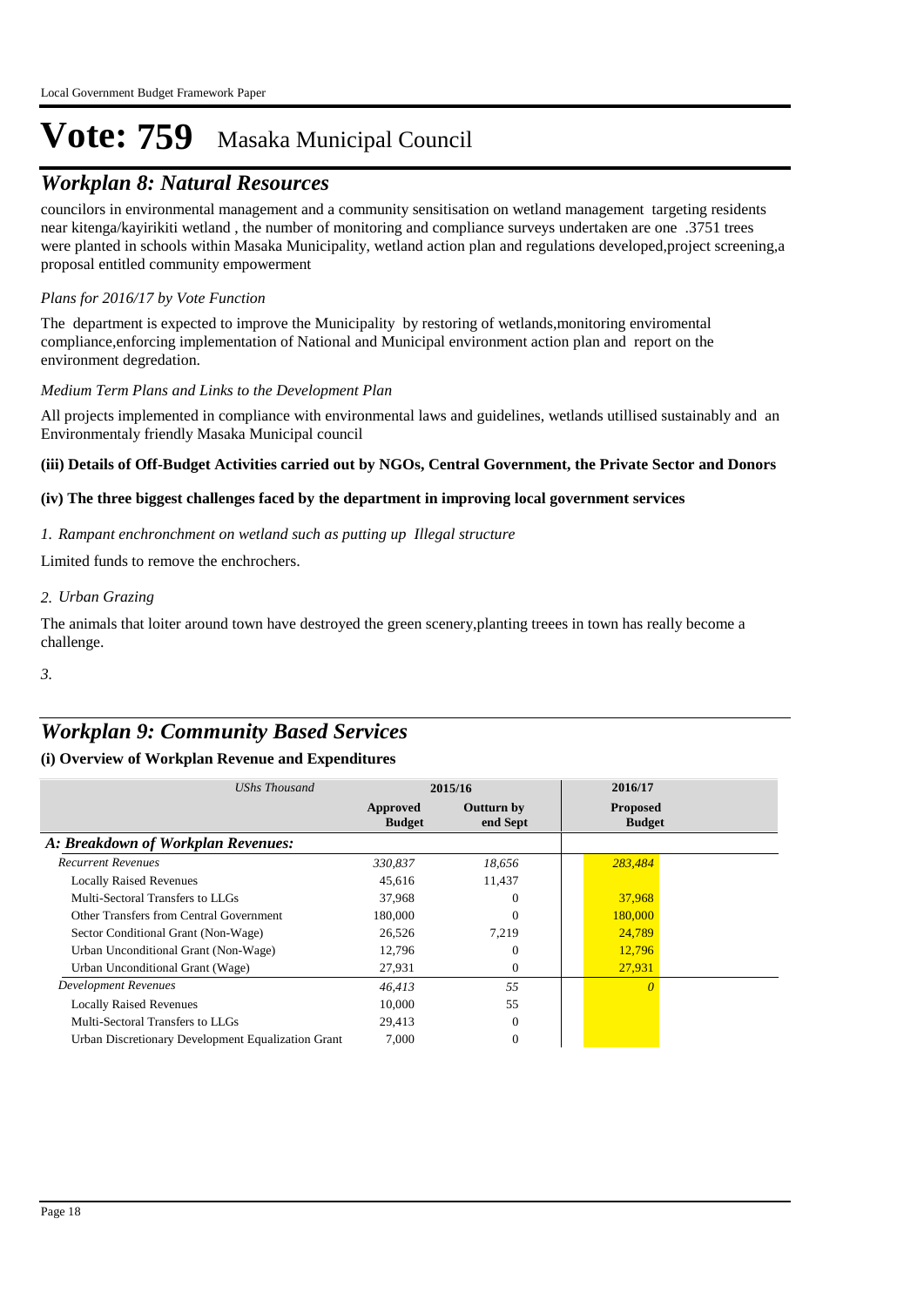# Vote: 759 Masaka Municipal Council

## *Workplan 8: Natural Resources*

councilors in environmental management and a community sensitisation on wetland management targeting residents near kitenga/kayirikiti wetland , the number of monitoring and compliance surveys undertaken are one .3751 trees were planted in schools within Masaka Municipality, wetland action plan and regulations developed,project screening,a proposal entitled community empowerment

*Plans for 2016/17 by Vote Function*

The department is expected to improve the Municipality by restoring of wetlands,monitoring enviromental compliance,enforcing implementation of National and Municipal environment action plan and report on the environment degredation.

*Medium Term Plans and Links to the Development Plan*

All projects implemented in compliance with environmental laws and guidelines, wetlands utillised sustainably and an Environmentaly friendly Masaka Municipal council

**(iii) Details of Off-Budget Activities carried out by NGOs, Central Government, the Private Sector and Donors**

**(iv) The three biggest challenges faced by the department in improving local government services**

*1. Rampant enchronchment on wetland such as putting up Illegal structure*

Limited funds to remove the enchrochers.

*2. Urban Grazing*

The animals that loiter around town have destroyed the green scenery,planting treees in town has really become a challenge.

*3.*

## *Workplan 9: Community Based Services*

**(i) Overview of Workplan Revenue and Expenditures**

| *UShs Thousand* | 2015/16 | | 2016/17 |
|---|---|---|---|
| | **Approved Budget** | **Outturn by end Sept** | **Proposed Budget** |
| ***A: Breakdown of Workplan Revenues:*** | | | |
| *Recurrent Revenues* | *330,837* | *18,656* | *283,484* |
| Locally Raised Revenues | 45,616 | 11,437 | |
| Multi-Sectoral Transfers to LLGs | 37,968 | 0 | 37,968 |
| Other Transfers from Central Government | 180,000 | 0 | 180,000 |
| Sector Conditional Grant (Non-Wage) | 26,526 | 7,219 | 24,789 |
| Urban Unconditional Grant (Non-Wage) | 12,796 | 0 | 12,796 |
| Urban Unconditional Grant (Wage) | 27,931 | 0 | 27,931 |
| *Development Revenues* | *46,413* | *55* | *0* |
| Locally Raised Revenues | 10,000 | 55 | |
| Multi-Sectoral Transfers to LLGs | 29,413 | 0 | |
| Urban Discretionary Development Equalization Grant | 7,000 | 0 | |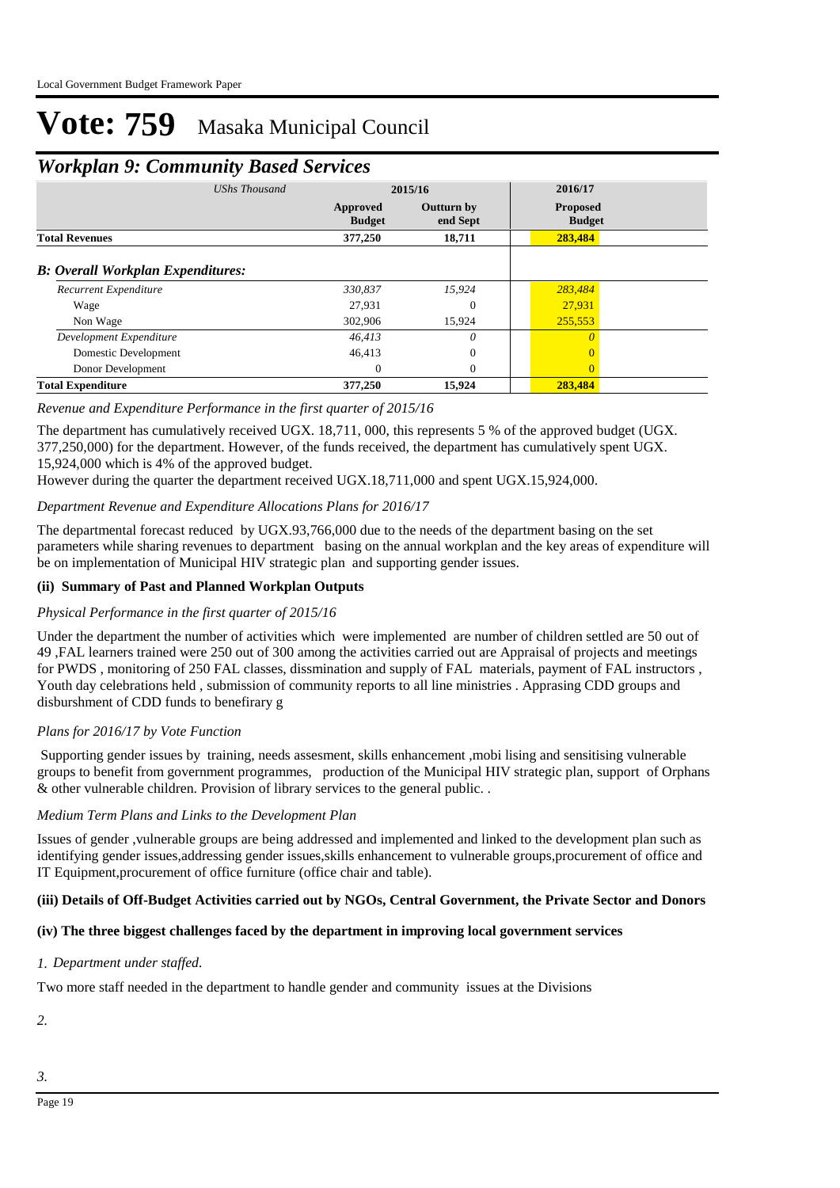# Vote: 759 Masaka Municipal Council

## *Workplan 9: Community Based Services*

| *UShs Thousand* | 2015/16 | | 2016/17 |
|---|---|---|---|
| | **Approved Budget** | **Outturn by end Sept** | **Proposed Budget** |
| **Total Revenues** | **377,250** | **18,711** | **283,484** |
| ***B: Overall Workplan Expenditures:*** | | | |
| *Recurrent Expenditure* | *330,837* | *15,924* | *283,484* |
| Wage | 27,931 | 0 | 27,931 |
| Non Wage | 302,906 | 15,924 | 255,553 |
| *Development Expenditure* | *46,413* | *0* | *0* |
| Domestic Development | 46,413 | 0 | 0 |
| Donor Development | 0 | 0 | 0 |
| **Total Expenditure** | **377,250** | **15,924** | **283,484** |

*Revenue and Expenditure Performance in the first quarter of 2015/16*

The department has cumulatively received UGX. 18,711, 000, this represents 5 % of the approved budget (UGX. 377,250,000) for the department. However, of the funds received, the department has cumulatively spent UGX. 15,924,000 which is 4% of the approved budget.
However during the quarter the department received UGX.18,711,000 and spent UGX.15,924,000.

*Department Revenue and Expenditure Allocations Plans for 2016/17*

The departmental forecast reduced by UGX.93,766,000 due to the needs of the department basing on the set parameters while sharing revenues to department basing on the annual workplan and the key areas of expenditure will be on implementation of Municipal HIV strategic plan and supporting gender issues.

**(ii) Summary of Past and Planned Workplan Outputs**

*Physical Performance in the first quarter of 2015/16*

Under the department the number of activities which were implemented are number of children settled are 50 out of 49 ,FAL learners trained were 250 out of 300 among the activities carried out are Appraisal of projects and meetings for PWDS , monitoring of 250 FAL classes, dissmination and supply of FAL materials, payment of FAL instructors , Youth day celebrations held , submission of community reports to all line ministries . Apprasing CDD groups and disburshment of CDD funds to benefirary g

*Plans for 2016/17 by Vote Function*

Supporting gender issues by training, needs assesment, skills enhancement ,mobi lising and sensitising vulnerable groups to benefit from government programmes, production of the Municipal HIV strategic plan, support of Orphans & other vulnerable children. Provision of library services to the general public. .

*Medium Term Plans and Links to the Development Plan*

Issues of gender ,vulnerable groups are being addressed and implemented and linked to the development plan such as identifying gender issues,addressing gender issues,skills enhancement to vulnerable groups,procurement of office and IT Equipment,procurement of office furniture (office chair and table).

**(iii) Details of Off-Budget Activities carried out by NGOs, Central Government, the Private Sector and Donors**

**(iv) The three biggest challenges faced by the department in improving local government services**

1. *Department under staffed.*

Two more staff needed in the department to handle gender and community issues at the Divisions

2.

3.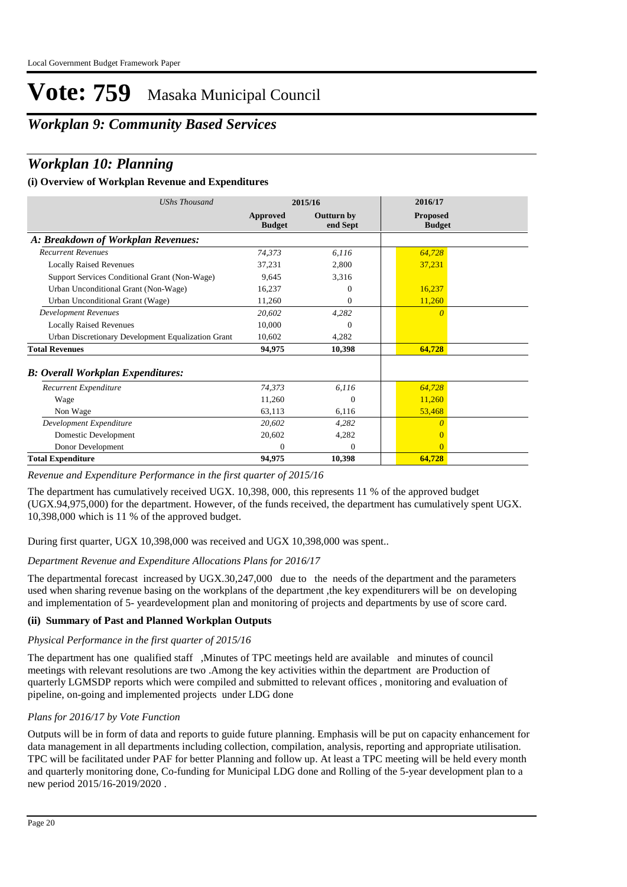# Vote: 759 Masaka Municipal Council

## *Workplan 9: Community Based Services*

## *Workplan 10: Planning*

### (i) Overview of Workplan Revenue and Expenditures

| *UShs Thousand* | 2015/16 | | 2016/17 |
|---|---|---|---|
| | **Approved Budget** | **Outturn by end Sept** | **Proposed Budget** |
| ***A: Breakdown of Workplan Revenues:*** | | | |
| *Recurrent Revenues* | *74,373* | *6,116* | *64,728* |
| Locally Raised Revenues | 37,231 | 2,800 | 37,231 |
| Support Services Conditional Grant (Non-Wage) | 9,645 | 3,316 | |
| Urban Unconditional Grant (Non-Wage) | 16,237 | 0 | 16,237 |
| Urban Unconditional Grant (Wage) | 11,260 | 0 | 11,260 |
| *Development Revenues* | *20,602* | *4,282* | *0* |
| Locally Raised Revenues | 10,000 | 0 | |
| Urban Discretionary Development Equalization Grant | 10,602 | 4,282 | |
| **Total Revenues** | **94,975** | **10,398** | **64,728** |
| ***B: Overall Workplan Expenditures:*** | | | |
| *Recurrent Expenditure* | *74,373* | *6,116* | *64,728* |
| Wage | 11,260 | 0 | 11,260 |
| Non Wage | 63,113 | 6,116 | 53,468 |
| *Development Expenditure* | *20,602* | *4,282* | *0* |
| Domestic Development | 20,602 | 4,282 | 0 |
| Donor Development | 0 | 0 | 0 |
| **Total Expenditure** | **94,975** | **10,398** | **64,728** |

*Revenue and Expenditure Performance in the first quarter of 2015/16*

The department has cumulatively received UGX. 10,398, 000, this represents 11 % of the approved budget (UGX.94,975,000) for the department. However, of the funds received, the department has cumulatively spent UGX. 10,398,000 which is 11 % of the approved budget.

During first quarter, UGX 10,398,000 was received and UGX 10,398,000 was spent..

*Department Revenue and Expenditure Allocations Plans for 2016/17*

The departmental forecast increased by UGX.30,247,000 due to the needs of the department and the parameters used when sharing revenue basing on the workplans of the department ,the key expenditurers will be on developing and implementation of 5- yeardevelopment plan and monitoring of projects and departments by use of score card.

### (ii) Summary of Past and Planned Workplan Outputs

*Physical Performance in the first quarter of 2015/16*

The department has one qualified staff ,Minutes of TPC meetings held are available and minutes of council meetings with relevant resolutions are two .Among the key activities within the department are Production of quarterly LGMSDP reports which were compiled and submitted to relevant offices , monitoring and evaluation of pipeline, on-going and implemented projects under LDG done

*Plans for 2016/17 by Vote Function*

Outputs will be in form of data and reports to guide future planning. Emphasis will be put on capacity enhancement for data management in all departments including collection, compilation, analysis, reporting and appropriate utilisation. TPC will be facilitated under PAF for better Planning and follow up. At least a TPC meeting will be held every month and quarterly monitoring done, Co-funding for Municipal LDG done and Rolling of the 5-year development plan to a new period 2015/16-2019/2020 .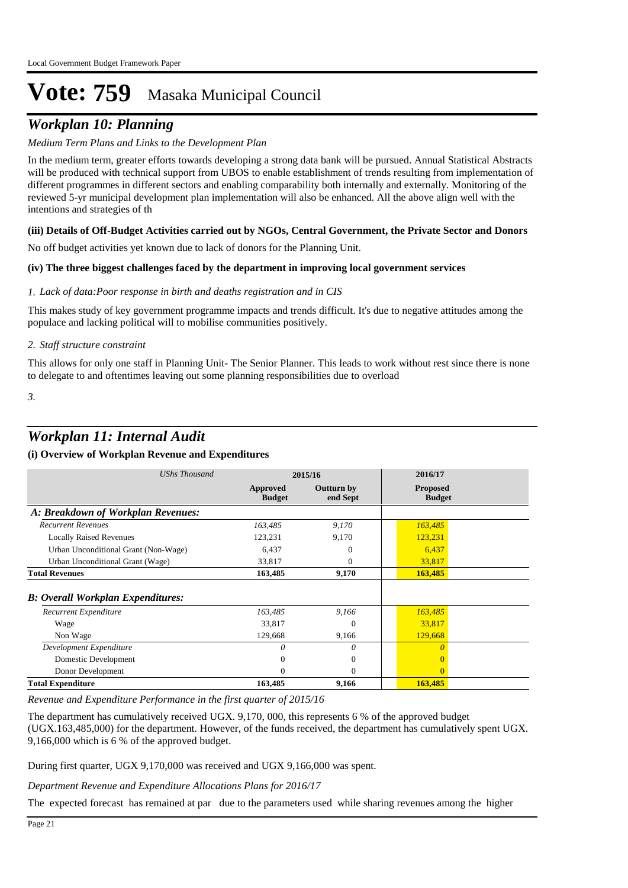# Vote: 759 Masaka Municipal Council

## *Workplan 10: Planning*

*Medium Term Plans and Links to the Development Plan*

In the medium term, greater efforts towards developing a strong data bank will be pursued. Annual Statistical Abstracts will be produced with technical support from UBOS to enable establishment of trends resulting from implementation of different programmes in different sectors and enabling comparability both internally and externally. Monitoring of the reviewed 5-yr municipal development plan implementation will also be enhanced. All the above align well with the intentions and strategies of th

**(iii) Details of Off-Budget Activities carried out by NGOs, Central Government, the Private Sector and Donors**

No off budget activities yet known due to lack of donors for the Planning Unit.

**(iv) The three biggest challenges faced by the department in improving local government services**

*1. Lack of data:Poor response in birth and deaths registration and in CIS*

This makes study of key government programme impacts and trends difficult. It's due to negative attitudes among the populace and lacking political will to mobilise communities positively.

*2. Staff structure constraint*

This allows for only one staff in Planning Unit- The Senior Planner. This leads to work without rest since there is none to delegate to and oftentimes leaving out some planning responsibilities due to overload

*3.*

## *Workplan 11: Internal Audit*

**(i) Overview of Workplan Revenue and Expenditures**

| *UShs Thousand* | 2015/16 | | 2016/17 |
|---|---|---|---|
| | **Approved Budget** | **Outturn by end Sept** | **Proposed Budget** |
| ***A: Breakdown of Workplan Revenues:*** | | | |
| *Recurrent Revenues* | *163,485* | *9,170* | *163,485* |
| Locally Raised Revenues | 123,231 | 9,170 | 123,231 |
| Urban Unconditional Grant (Non-Wage) | 6,437 | 0 | 6,437 |
| Urban Unconditional Grant (Wage) | 33,817 | 0 | 33,817 |
| **Total Revenues** | **163,485** | **9,170** | **163,485** |
| ***B: Overall Workplan Expenditures:*** | | | |
| *Recurrent Expenditure* | *163,485* | *9,166* | *163,485* |
| Wage | 33,817 | 0 | 33,817 |
| Non Wage | 129,668 | 9,166 | 129,668 |
| *Development Expenditure* | *0* | *0* | *0* |
| Domestic Development | 0 | 0 | 0 |
| Donor Development | 0 | 0 | 0 |
| **Total Expenditure** | **163,485** | **9,166** | **163,485** |

*Revenue and Expenditure Performance in the first quarter of 2015/16*

The department has cumulatively received UGX. 9,170, 000, this represents 6 % of the approved budget (UGX.163,485,000) for the department. However, of the funds received, the department has cumulatively spent UGX. 9,166,000 which is 6 % of the approved budget.

During first quarter, UGX 9,170,000 was received and UGX 9,166,000 was spent.

*Department Revenue and Expenditure Allocations Plans for 2016/17*

The expected forecast has remained at par due to the parameters used while sharing revenues among the higher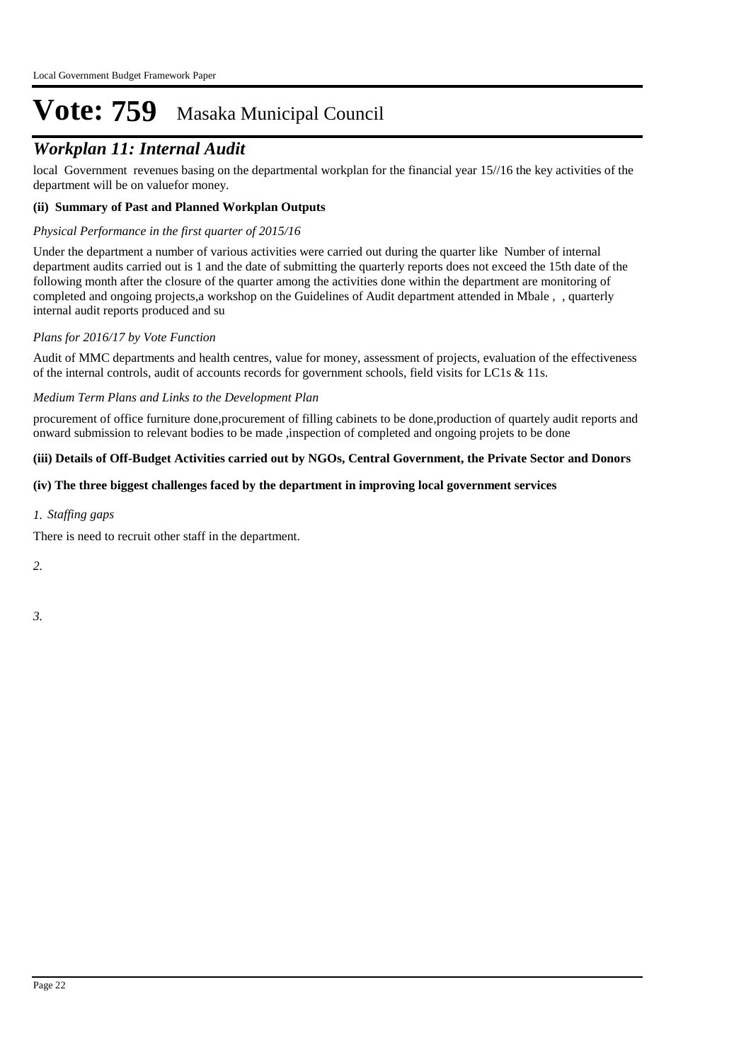# Vote: 759 Masaka Municipal Council

## *Workplan 11: Internal Audit*

local Government revenues basing on the departmental workplan for the financial year 15//16 the key activities of the department will be on valuefor money.

**(ii) Summary of Past and Planned Workplan Outputs**

*Physical Performance in the first quarter of 2015/16*

Under the department a number of various activities were carried out during the quarter like Number of internal department audits carried out is 1 and the date of submitting the quarterly reports does not exceed the 15th date of the following month after the closure of the quarter among the activities done within the department are monitoring of completed and ongoing projects,a workshop on the Guidelines of Audit department attended in Mbale , , quarterly internal audit reports produced and su

*Plans for 2016/17 by Vote Function*

Audit of MMC departments and health centres, value for money, assessment of projects, evaluation of the effectiveness of the internal controls, audit of accounts records for government schools, field visits for LC1s & 11s.

*Medium Term Plans and Links to the Development Plan*

procurement of office furniture done,procurement of filling cabinets to be done,production of quartely audit reports and onward submission to relevant bodies to be made ,inspection of completed and ongoing projets to be done

**(iii) Details of Off-Budget Activities carried out by NGOs, Central Government, the Private Sector and Donors**

**(iv) The three biggest challenges faced by the department in improving local government services**

*1. Staffing gaps*

There is need to recruit other staff in the department.

*2.*

*3.*